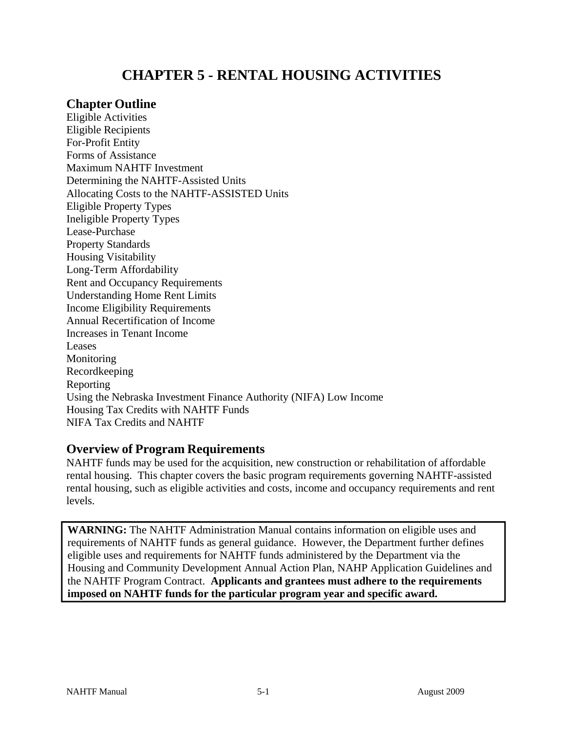# CHAPTER 5 - RENTAL HOUSING ACTIVITIES

## Chapter Outline

Eligible Activities
Eligible Recipients
For-Profit Entity
Forms of Assistance
Maximum NAHTF Investment
Determining the NAHTF-Assisted Units
Allocating Costs to the NAHTF-ASSISTED Units
Eligible Property Types
Ineligible Property Types
Lease-Purchase
Property Standards
Housing Visitability
Long-Term Affordability
Rent and Occupancy Requirements
Understanding Home Rent Limits
Income Eligibility Requirements
Annual Recertification of Income
Increases in Tenant Income
Leases
Monitoring
Recordkeeping
Reporting
Using the Nebraska Investment Finance Authority (NIFA) Low Income Housing Tax Credits with NAHTF Funds
NIFA Tax Credits and NAHTF

## Overview of Program Requirements

NAHTF funds may be used for the acquisition, new construction or rehabilitation of affordable rental housing. This chapter covers the basic program requirements governing NAHTF-assisted rental housing, such as eligible activities and costs, income and occupancy requirements and rent levels.

**WARNING:** The NAHTF Administration Manual contains information on eligible uses and requirements of NAHTF funds as general guidance. However, the Department further defines eligible uses and requirements for NAHTF funds administered by the Department via the Housing and Community Development Annual Action Plan, NAHP Application Guidelines and the NAHTF Program Contract. **Applicants and grantees must adhere to the requirements imposed on NAHTF funds for the particular program year and specific award.**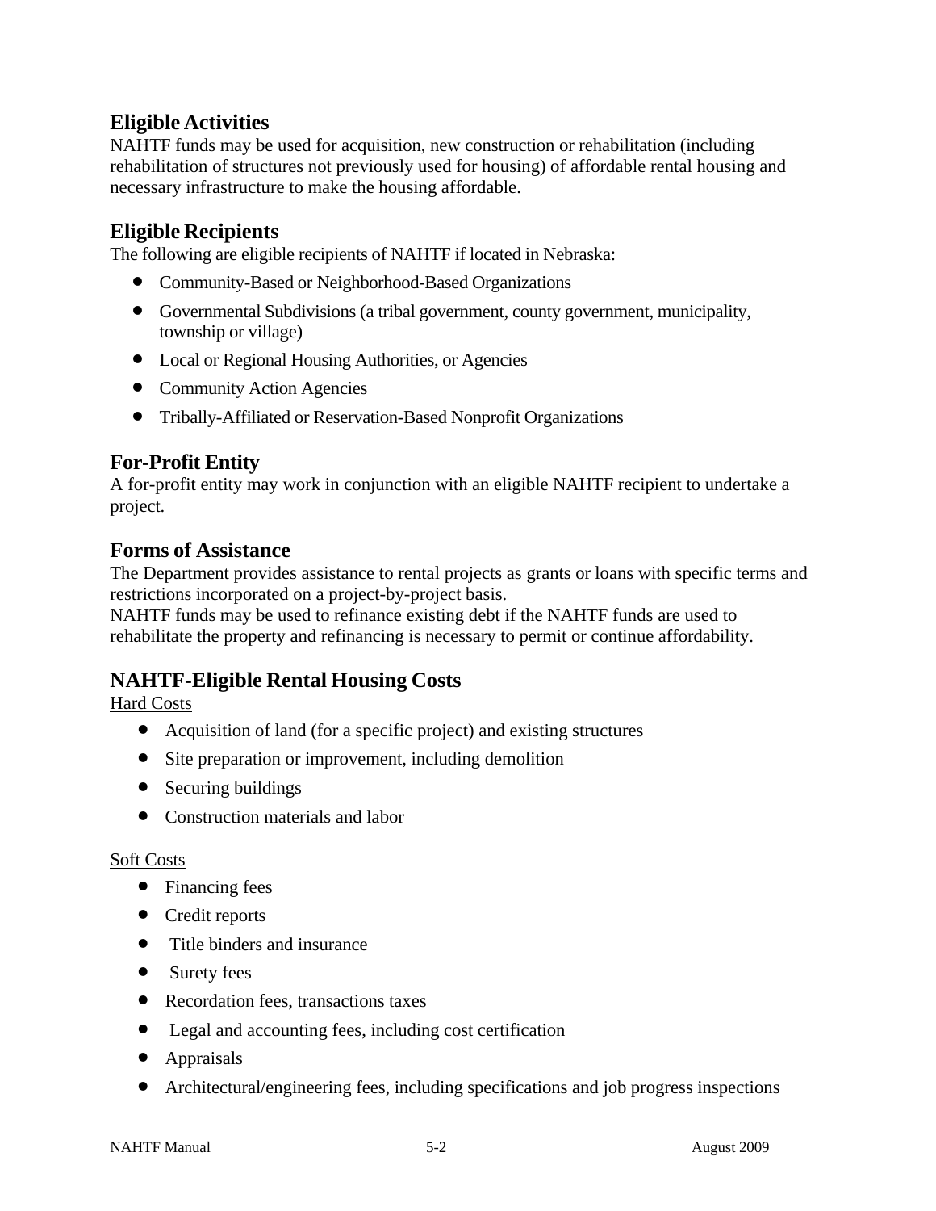## Eligible Activities

NAHTF funds may be used for acquisition, new construction or rehabilitation (including rehabilitation of structures not previously used for housing) of affordable rental housing and necessary infrastructure to make the housing affordable.

## Eligible Recipients

The following are eligible recipients of NAHTF if located in Nebraska:

- Community-Based or Neighborhood-Based Organizations
- Governmental Subdivisions (a tribal government, county government, municipality, township or village)
- Local or Regional Housing Authorities, or Agencies
- Community Action Agencies
- Tribally-Affiliated or Reservation-Based Nonprofit Organizations

## For-Profit Entity

A for-profit entity may work in conjunction with an eligible NAHTF recipient to undertake a project.

## Forms of Assistance

The Department provides assistance to rental projects as grants or loans with specific terms and restrictions incorporated on a project-by-project basis.
NAHTF funds may be used to refinance existing debt if the NAHTF funds are used to rehabilitate the property and refinancing is necessary to permit or continue affordability.

## NAHTF-Eligible Rental Housing Costs

Hard Costs

- Acquisition of land (for a specific project) and existing structures
- Site preparation or improvement, including demolition
- Securing buildings
- Construction materials and labor

Soft Costs

- Financing fees
- Credit reports
- Title binders and insurance
- Surety fees
- Recordation fees, transactions taxes
- Legal and accounting fees, including cost certification
- Appraisals
- Architectural/engineering fees, including specifications and job progress inspections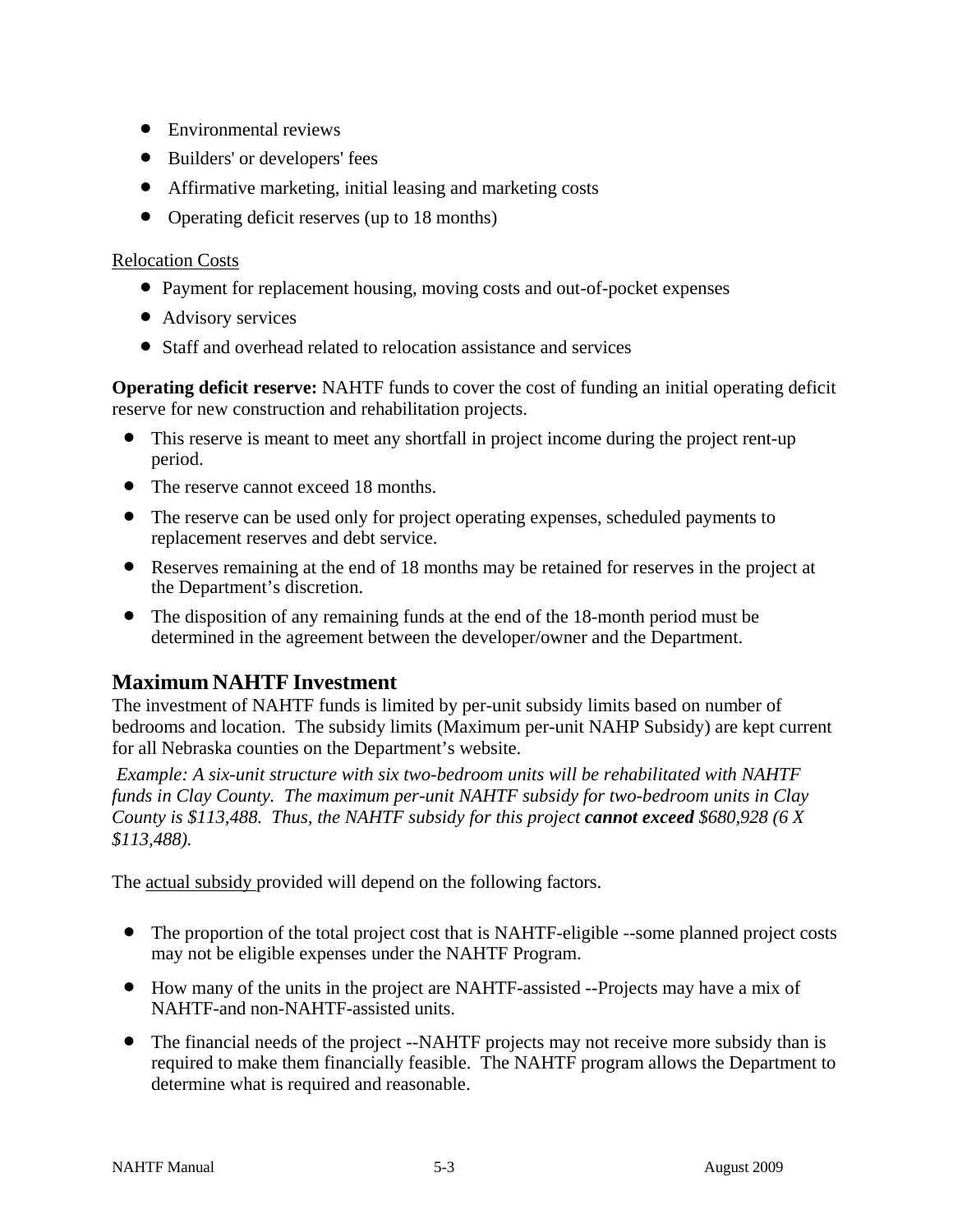- Environmental reviews
- Builders' or developers' fees
- Affirmative marketing, initial leasing and marketing costs
- Operating deficit reserves (up to 18 months)

Relocation Costs

- Payment for replacement housing, moving costs and out-of-pocket expenses
- Advisory services
- Staff and overhead related to relocation assistance and services

**Operating deficit reserve:** NAHTF funds to cover the cost of funding an initial operating deficit reserve for new construction and rehabilitation projects.

- This reserve is meant to meet any shortfall in project income during the project rent-up period.
- The reserve cannot exceed 18 months.
- The reserve can be used only for project operating expenses, scheduled payments to replacement reserves and debt service.
- Reserves remaining at the end of 18 months may be retained for reserves in the project at the Department's discretion.
- The disposition of any remaining funds at the end of the 18-month period must be determined in the agreement between the developer/owner and the Department.

## Maximum NAHTF Investment

The investment of NAHTF funds is limited by per-unit subsidy limits based on number of bedrooms and location. The subsidy limits (Maximum per-unit NAHP Subsidy) are kept current for all Nebraska counties on the Department's website.

*Example: A six-unit structure with six two-bedroom units will be rehabilitated with NAHTF funds in Clay County. The maximum per-unit NAHTF subsidy for two-bedroom units in Clay County is $113,488. Thus, the NAHTF subsidy for this project **cannot exceed** $680,928 (6 X $113,488).*

The actual subsidy provided will depend on the following factors.

- The proportion of the total project cost that is NAHTF-eligible --some planned project costs may not be eligible expenses under the NAHTF Program.
- How many of the units in the project are NAHTF-assisted --Projects may have a mix of NAHTF-and non-NAHTF-assisted units.
- The financial needs of the project --NAHTF projects may not receive more subsidy than is required to make them financially feasible. The NAHTF program allows the Department to determine what is required and reasonable.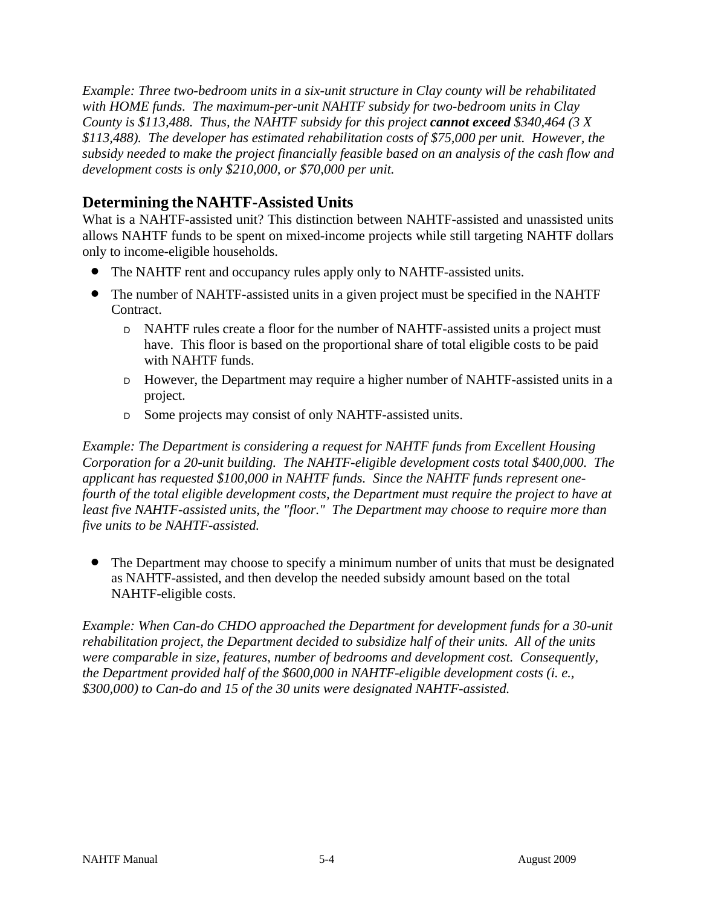*Example: Three two-bedroom units in a six-unit structure in Clay county will be rehabilitated with HOME funds. The maximum-per-unit NAHTF subsidy for two-bedroom units in Clay County is $113,488. Thus, the NAHTF subsidy for this project* ***cannot exceed*** *$340,464 (3 X $113,488). The developer has estimated rehabilitation costs of $75,000 per unit. However, the subsidy needed to make the project financially feasible based on an analysis of the cash flow and development costs is only $210,000, or $70,000 per unit.*

## Determining the NAHTF-Assisted Units

What is a NAHTF-assisted unit? This distinction between NAHTF-assisted and unassisted units allows NAHTF funds to be spent on mixed-income projects while still targeting NAHTF dollars only to income-eligible households.

- The NAHTF rent and occupancy rules apply only to NAHTF-assisted units.
- The number of NAHTF-assisted units in a given project must be specified in the NAHTF Contract.
  - NAHTF rules create a floor for the number of NAHTF-assisted units a project must have. This floor is based on the proportional share of total eligible costs to be paid with NAHTF funds.
  - However, the Department may require a higher number of NAHTF-assisted units in a project.
  - Some projects may consist of only NAHTF-assisted units.

*Example: The Department is considering a request for NAHTF funds from Excellent Housing Corporation for a 20-unit building. The NAHTF-eligible development costs total $400,000. The applicant has requested $100,000 in NAHTF funds. Since the NAHTF funds represent one-fourth of the total eligible development costs, the Department must require the project to have at least five NAHTF-assisted units, the "floor." The Department may choose to require more than five units to be NAHTF-assisted.*

- The Department may choose to specify a minimum number of units that must be designated as NAHTF-assisted, and then develop the needed subsidy amount based on the total NAHTF-eligible costs.

*Example: When Can-do CHDO approached the Department for development funds for a 30-unit rehabilitation project, the Department decided to subsidize half of their units. All of the units were comparable in size, features, number of bedrooms and development cost. Consequently, the Department provided half of the $600,000 in NAHTF-eligible development costs (i. e., $300,000) to Can-do and 15 of the 30 units were designated NAHTF-assisted.*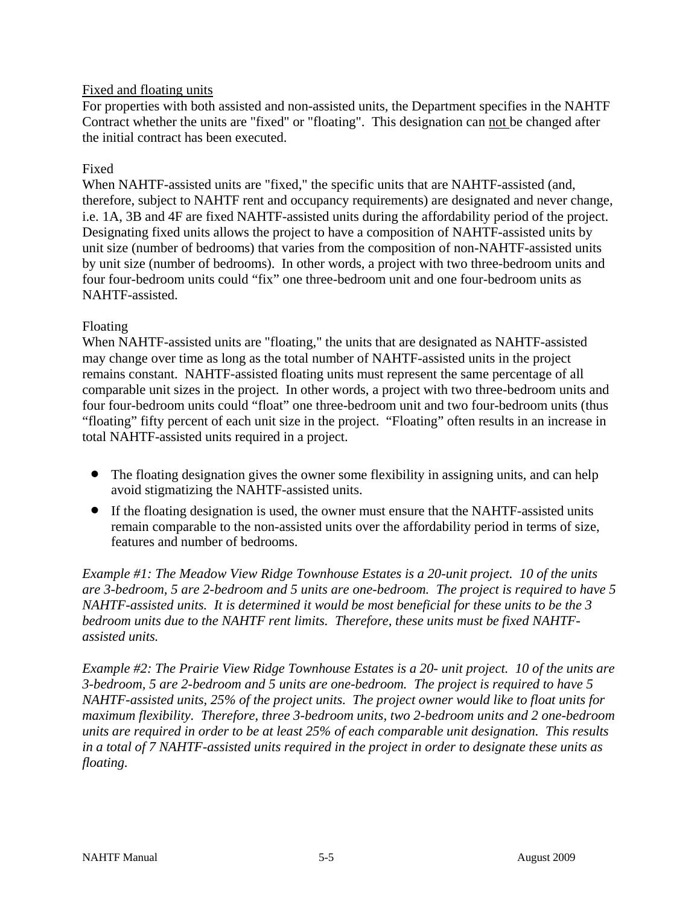<u>Fixed and floating units</u>

For properties with both assisted and non-assisted units, the Department specifies in the NAHTF Contract whether the units are "fixed" or "floating". This designation can <u>not</u> be changed after the initial contract has been executed.

Fixed

When NAHTF-assisted units are "fixed," the specific units that are NAHTF-assisted (and, therefore, subject to NAHTF rent and occupancy requirements) are designated and never change, i.e. 1A, 3B and 4F are fixed NAHTF-assisted units during the affordability period of the project. Designating fixed units allows the project to have a composition of NAHTF-assisted units by unit size (number of bedrooms) that varies from the composition of non-NAHTF-assisted units by unit size (number of bedrooms). In other words, a project with two three-bedroom units and four four-bedroom units could "fix" one three-bedroom unit and one four-bedroom units as NAHTF-assisted.

Floating

When NAHTF-assisted units are "floating," the units that are designated as NAHTF-assisted may change over time as long as the total number of NAHTF-assisted units in the project remains constant. NAHTF-assisted floating units must represent the same percentage of all comparable unit sizes in the project. In other words, a project with two three-bedroom units and four four-bedroom units could "float" one three-bedroom unit and two four-bedroom units (thus "floating" fifty percent of each unit size in the project. "Floating" often results in an increase in total NAHTF-assisted units required in a project.

- The floating designation gives the owner some flexibility in assigning units, and can help avoid stigmatizing the NAHTF-assisted units.
- If the floating designation is used, the owner must ensure that the NAHTF-assisted units remain comparable to the non-assisted units over the affordability period in terms of size, features and number of bedrooms.

*Example #1: The Meadow View Ridge Townhouse Estates is a 20-unit project. 10 of the units are 3-bedroom, 5 are 2-bedroom and 5 units are one-bedroom. The project is required to have 5 NAHTF-assisted units. It is determined it would be most beneficial for these units to be the 3 bedroom units due to the NAHTF rent limits. Therefore, these units must be fixed NAHTF-assisted units.*

*Example #2: The Prairie View Ridge Townhouse Estates is a 20- unit project. 10 of the units are 3-bedroom, 5 are 2-bedroom and 5 units are one-bedroom. The project is required to have 5 NAHTF-assisted units, 25% of the project units. The project owner would like to float units for maximum flexibility. Therefore, three 3-bedroom units, two 2-bedroom units and 2 one-bedroom units are required in order to be at least 25% of each comparable unit designation. This results in a total of 7 NAHTF-assisted units required in the project in order to designate these units as floating.*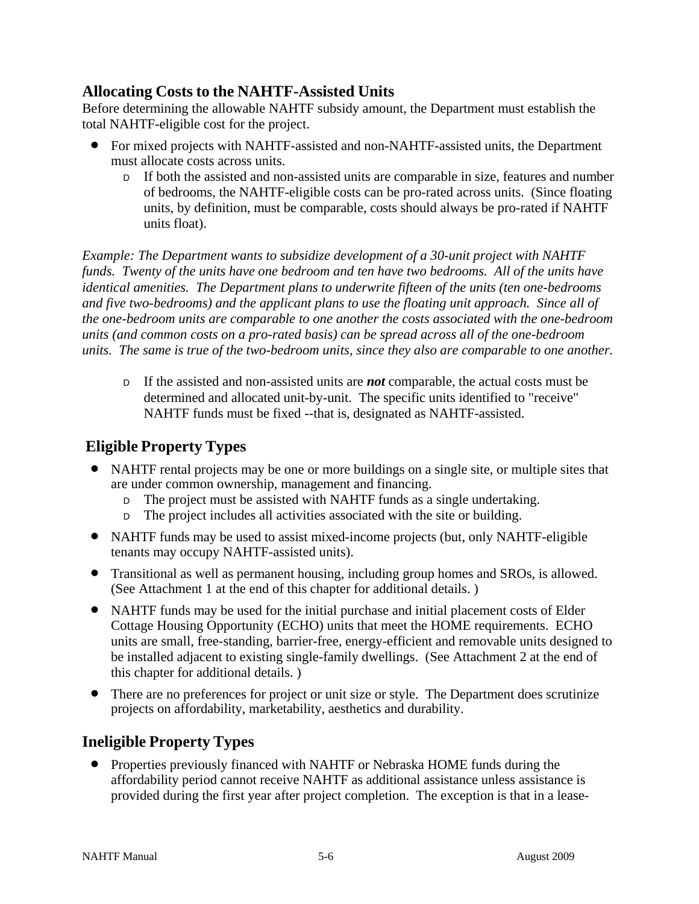## Allocating Costs to the NAHTF-Assisted Units

Before determining the allowable NAHTF subsidy amount, the Department must establish the total NAHTF-eligible cost for the project.

- For mixed projects with NAHTF-assisted and non-NAHTF-assisted units, the Department must allocate costs across units.
  - If both the assisted and non-assisted units are comparable in size, features and number of bedrooms, the NAHTF-eligible costs can be pro-rated across units. (Since floating units, by definition, must be comparable, costs should always be pro-rated if NAHTF units float).

*Example: The Department wants to subsidize development of a 30-unit project with NAHTF funds. Twenty of the units have one bedroom and ten have two bedrooms. All of the units have identical amenities. The Department plans to underwrite fifteen of the units (ten one-bedrooms and five two-bedrooms) and the applicant plans to use the floating unit approach. Since all of the one-bedroom units are comparable to one another the costs associated with the one-bedroom units (and common costs on a pro-rated basis) can be spread across all of the one-bedroom units. The same is true of the two-bedroom units, since they also are comparable to one another.*

  - If the assisted and non-assisted units are ***not*** comparable, the actual costs must be determined and allocated unit-by-unit. The specific units identified to "receive" NAHTF funds must be fixed --that is, designated as NAHTF-assisted.

## Eligible Property Types

- NAHTF rental projects may be one or more buildings on a single site, or multiple sites that are under common ownership, management and financing.
  - The project must be assisted with NAHTF funds as a single undertaking.
  - The project includes all activities associated with the site or building.
- NAHTF funds may be used to assist mixed-income projects (but, only NAHTF-eligible tenants may occupy NAHTF-assisted units).
- Transitional as well as permanent housing, including group homes and SROs, is allowed. (See Attachment 1 at the end of this chapter for additional details. )
- NAHTF funds may be used for the initial purchase and initial placement costs of Elder Cottage Housing Opportunity (ECHO) units that meet the HOME requirements. ECHO units are small, free-standing, barrier-free, energy-efficient and removable units designed to be installed adjacent to existing single-family dwellings. (See Attachment 2 at the end of this chapter for additional details. )
- There are no preferences for project or unit size or style. The Department does scrutinize projects on affordability, marketability, aesthetics and durability.

## Ineligible Property Types

- Properties previously financed with NAHTF or Nebraska HOME funds during the affordability period cannot receive NAHTF as additional assistance unless assistance is provided during the first year after project completion. The exception is that in a lease-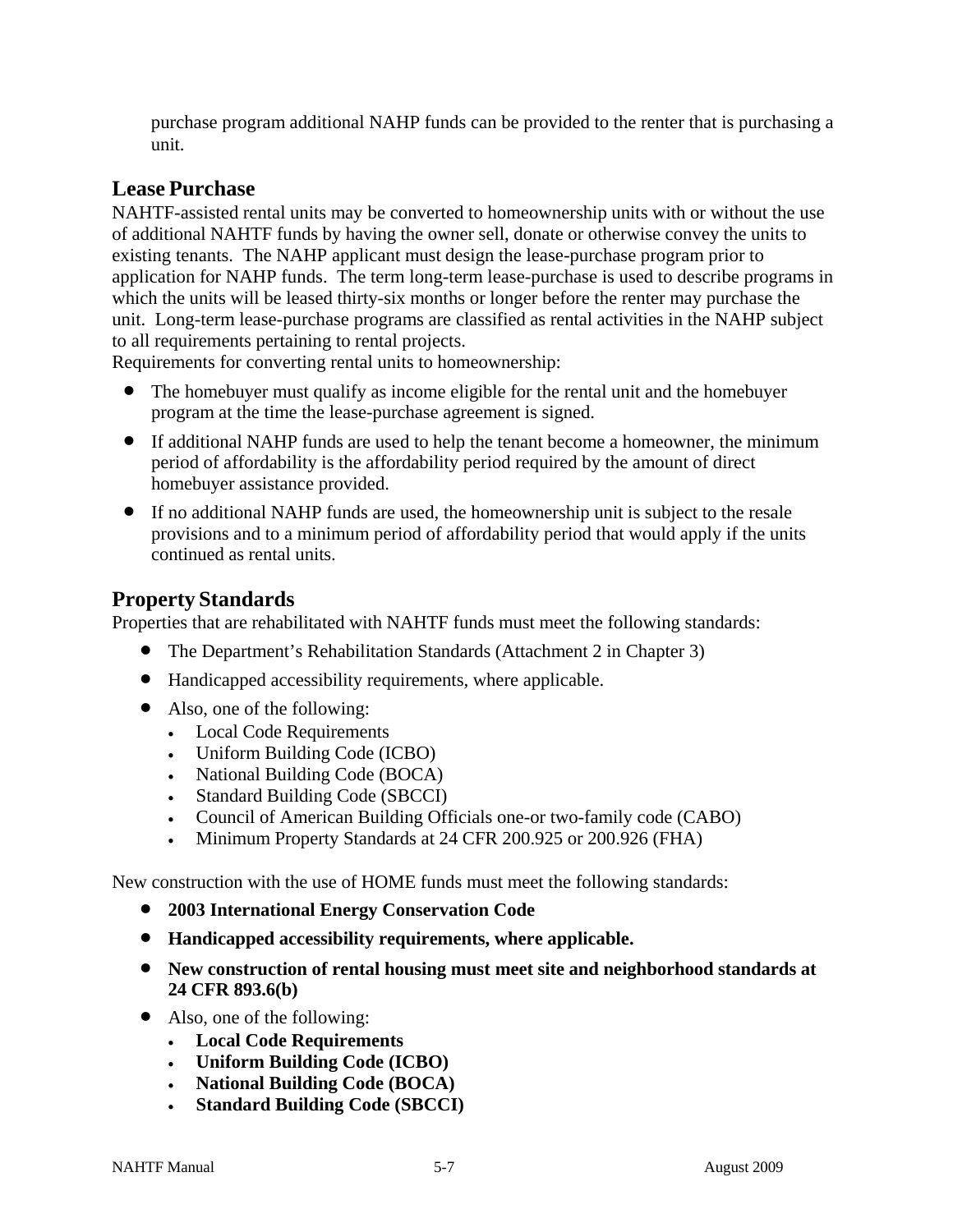purchase program additional NAHP funds can be provided to the renter that is purchasing a unit.

## Lease Purchase

NAHTF-assisted rental units may be converted to homeownership units with or without the use of additional NAHTF funds by having the owner sell, donate or otherwise convey the units to existing tenants. The NAHP applicant must design the lease-purchase program prior to application for NAHP funds. The term long-term lease-purchase is used to describe programs in which the units will be leased thirty-six months or longer before the renter may purchase the unit. Long-term lease-purchase programs are classified as rental activities in the NAHP subject to all requirements pertaining to rental projects.

Requirements for converting rental units to homeownership:

- The homebuyer must qualify as income eligible for the rental unit and the homebuyer program at the time the lease-purchase agreement is signed.
- If additional NAHP funds are used to help the tenant become a homeowner, the minimum period of affordability is the affordability period required by the amount of direct homebuyer assistance provided.
- If no additional NAHP funds are used, the homeownership unit is subject to the resale provisions and to a minimum period of affordability period that would apply if the units continued as rental units.

## Property Standards

Properties that are rehabilitated with NAHTF funds must meet the following standards:

- The Department's Rehabilitation Standards (Attachment 2 in Chapter 3)
- Handicapped accessibility requirements, where applicable.
- Also, one of the following:
  - Local Code Requirements
  - Uniform Building Code (ICBO)
  - National Building Code (BOCA)
  - Standard Building Code (SBCCI)
  - Council of American Building Officials one-or two-family code (CABO)
  - Minimum Property Standards at 24 CFR 200.925 or 200.926 (FHA)

New construction with the use of HOME funds must meet the following standards:

- **2003 International Energy Conservation Code**
- **Handicapped accessibility requirements, where applicable.**
- **New construction of rental housing must meet site and neighborhood standards at 24 CFR 893.6(b)**
- Also, one of the following:
  - **Local Code Requirements**
  - **Uniform Building Code (ICBO)**
  - **National Building Code (BOCA)**
  - **Standard Building Code (SBCCI)**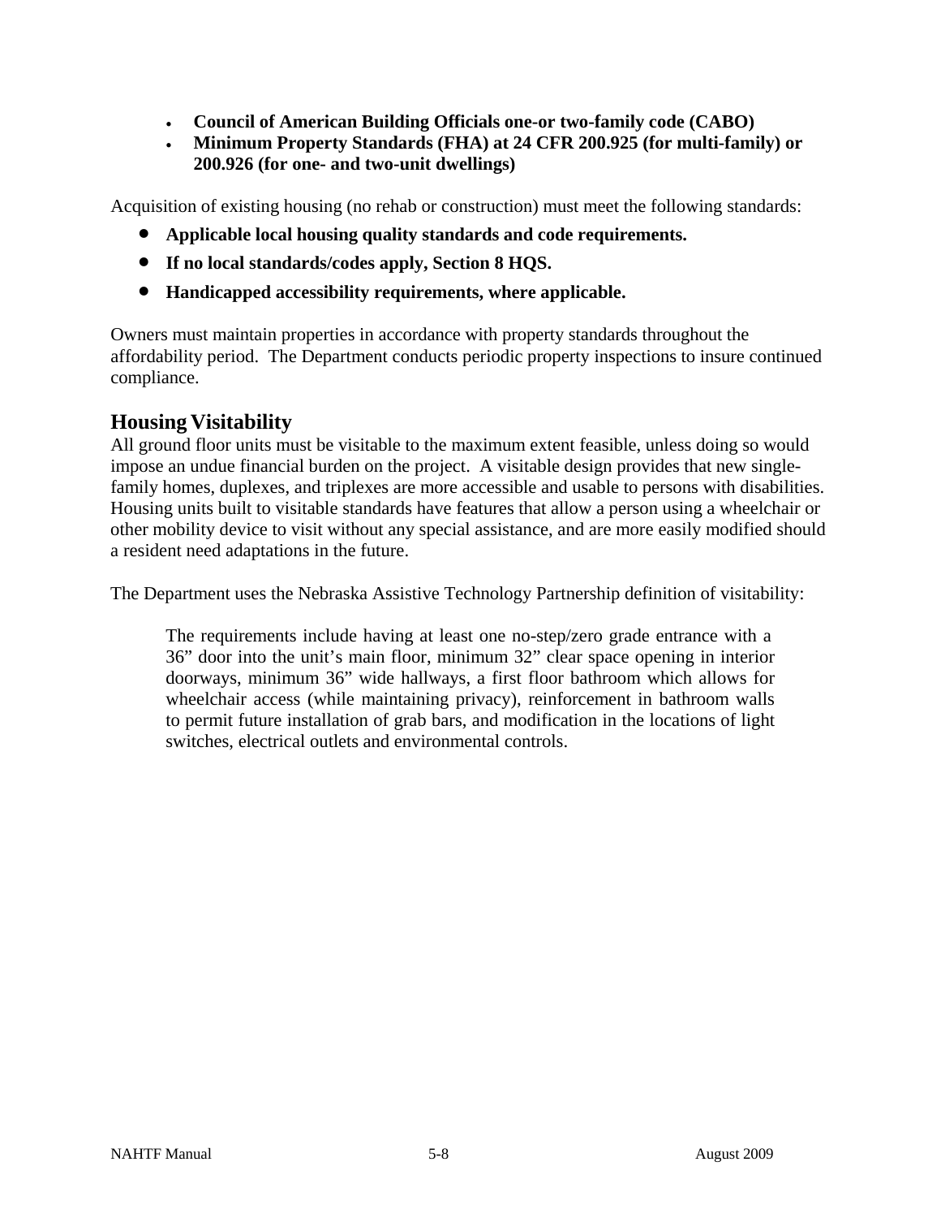- **Council of American Building Officials one-or two-family code (CABO)**
- **Minimum Property Standards (FHA) at 24 CFR 200.925 (for multi-family) or 200.926 (for one- and two-unit dwellings)**

Acquisition of existing housing (no rehab or construction) must meet the following standards:

- **Applicable local housing quality standards and code requirements.**
- **If no local standards/codes apply, Section 8 HQS.**
- **Handicapped accessibility requirements, where applicable.**

Owners must maintain properties in accordance with property standards throughout the affordability period. The Department conducts periodic property inspections to insure continued compliance.

## Housing Visitability

All ground floor units must be visitable to the maximum extent feasible, unless doing so would impose an undue financial burden on the project. A visitable design provides that new single-family homes, duplexes, and triplexes are more accessible and usable to persons with disabilities. Housing units built to visitable standards have features that allow a person using a wheelchair or other mobility device to visit without any special assistance, and are more easily modified should a resident need adaptations in the future.

The Department uses the Nebraska Assistive Technology Partnership definition of visitability:

> The requirements include having at least one no-step/zero grade entrance with a 36" door into the unit's main floor, minimum 32" clear space opening in interior doorways, minimum 36" wide hallways, a first floor bathroom which allows for wheelchair access (while maintaining privacy), reinforcement in bathroom walls to permit future installation of grab bars, and modification in the locations of light switches, electrical outlets and environmental controls.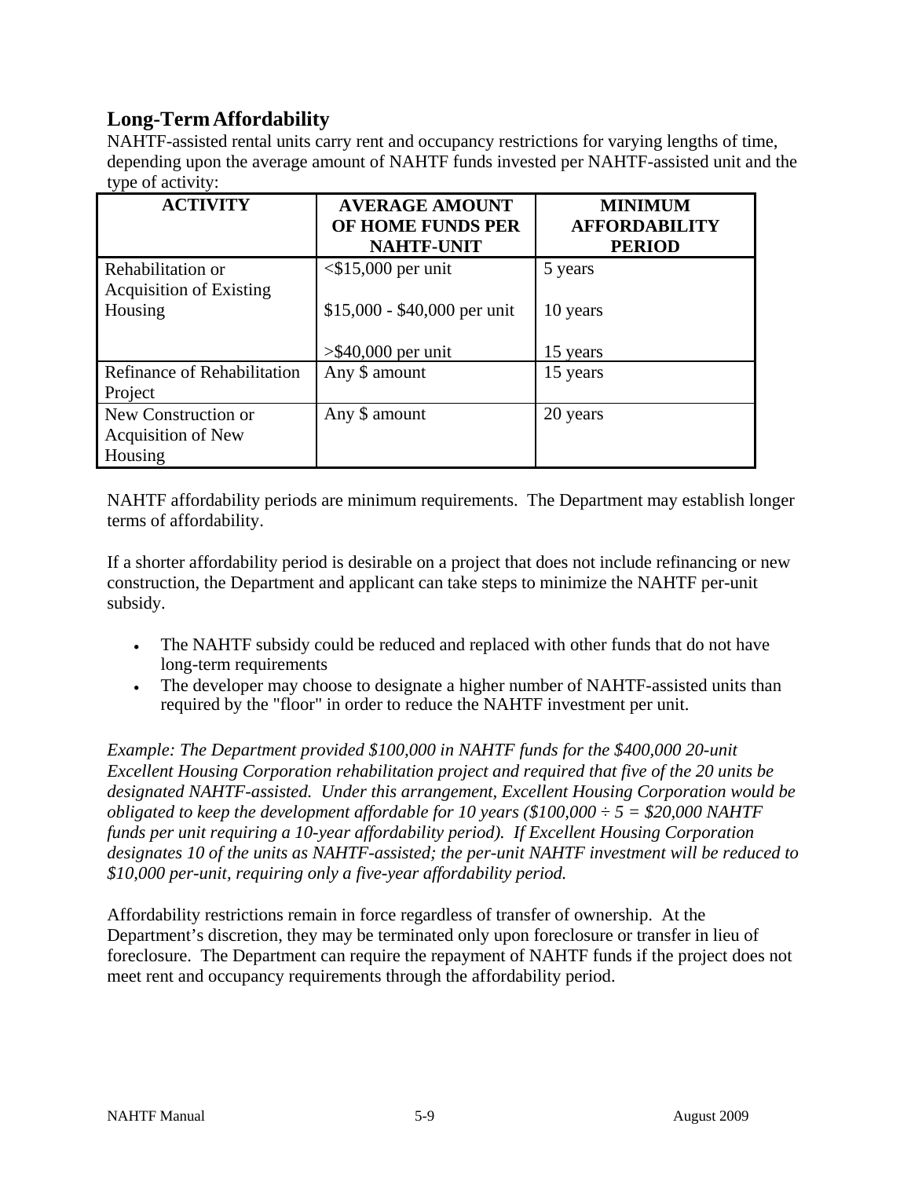## Long-Term Affordability

NAHTF-assisted rental units carry rent and occupancy restrictions for varying lengths of time, depending upon the average amount of NAHTF funds invested per NAHTF-assisted unit and the type of activity:

| ACTIVITY | AVERAGE AMOUNT OF HOME FUNDS PER NAHTF-UNIT | MINIMUM AFFORDABILITY PERIOD |
|---|---|---|
| Rehabilitation or Acquisition of Existing Housing | <$15,000 per unit | 5 years |
| | $15,000 - $40,000 per unit | 10 years |
| | >$40,000 per unit | 15 years |
| Refinance of Rehabilitation Project | Any $ amount | 15 years |
| New Construction or Acquisition of New Housing | Any $ amount | 20 years |

NAHTF affordability periods are minimum requirements. The Department may establish longer terms of affordability.

If a shorter affordability period is desirable on a project that does not include refinancing or new construction, the Department and applicant can take steps to minimize the NAHTF per-unit subsidy.

- The NAHTF subsidy could be reduced and replaced with other funds that do not have long-term requirements
- The developer may choose to designate a higher number of NAHTF-assisted units than required by the "floor" in order to reduce the NAHTF investment per unit.

*Example: The Department provided $100,000 in NAHTF funds for the $400,000 20-unit Excellent Housing Corporation rehabilitation project and required that five of the 20 units be designated NAHTF-assisted. Under this arrangement, Excellent Housing Corporation would be obligated to keep the development affordable for 10 years ($100,000 ÷ 5 = $20,000 NAHTF funds per unit requiring a 10-year affordability period). If Excellent Housing Corporation designates 10 of the units as NAHTF-assisted; the per-unit NAHTF investment will be reduced to $10,000 per-unit, requiring only a five-year affordability period.*

Affordability restrictions remain in force regardless of transfer of ownership. At the Department's discretion, they may be terminated only upon foreclosure or transfer in lieu of foreclosure. The Department can require the repayment of NAHTF funds if the project does not meet rent and occupancy requirements through the affordability period.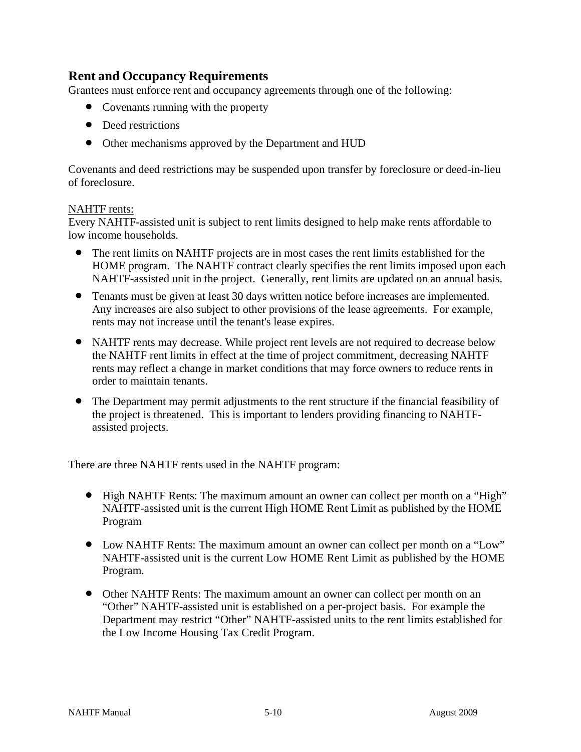## Rent and Occupancy Requirements

Grantees must enforce rent and occupancy agreements through one of the following:

- Covenants running with the property
- Deed restrictions
- Other mechanisms approved by the Department and HUD

Covenants and deed restrictions may be suspended upon transfer by foreclosure or deed-in-lieu of foreclosure.

<u>NAHTF rents:</u>
Every NAHTF-assisted unit is subject to rent limits designed to help make rents affordable to low income households.

- The rent limits on NAHTF projects are in most cases the rent limits established for the HOME program. The NAHTF contract clearly specifies the rent limits imposed upon each NAHTF-assisted unit in the project. Generally, rent limits are updated on an annual basis.
- Tenants must be given at least 30 days written notice before increases are implemented. Any increases are also subject to other provisions of the lease agreements. For example, rents may not increase until the tenant's lease expires.
- NAHTF rents may decrease. While project rent levels are not required to decrease below the NAHTF rent limits in effect at the time of project commitment, decreasing NAHTF rents may reflect a change in market conditions that may force owners to reduce rents in order to maintain tenants.
- The Department may permit adjustments to the rent structure if the financial feasibility of the project is threatened. This is important to lenders providing financing to NAHTF-assisted projects.

There are three NAHTF rents used in the NAHTF program:

- High NAHTF Rents: The maximum amount an owner can collect per month on a "High" NAHTF-assisted unit is the current High HOME Rent Limit as published by the HOME Program
- Low NAHTF Rents: The maximum amount an owner can collect per month on a "Low" NAHTF-assisted unit is the current Low HOME Rent Limit as published by the HOME Program.
- Other NAHTF Rents: The maximum amount an owner can collect per month on an "Other" NAHTF-assisted unit is established on a per-project basis. For example the Department may restrict "Other" NAHTF-assisted units to the rent limits established for the Low Income Housing Tax Credit Program.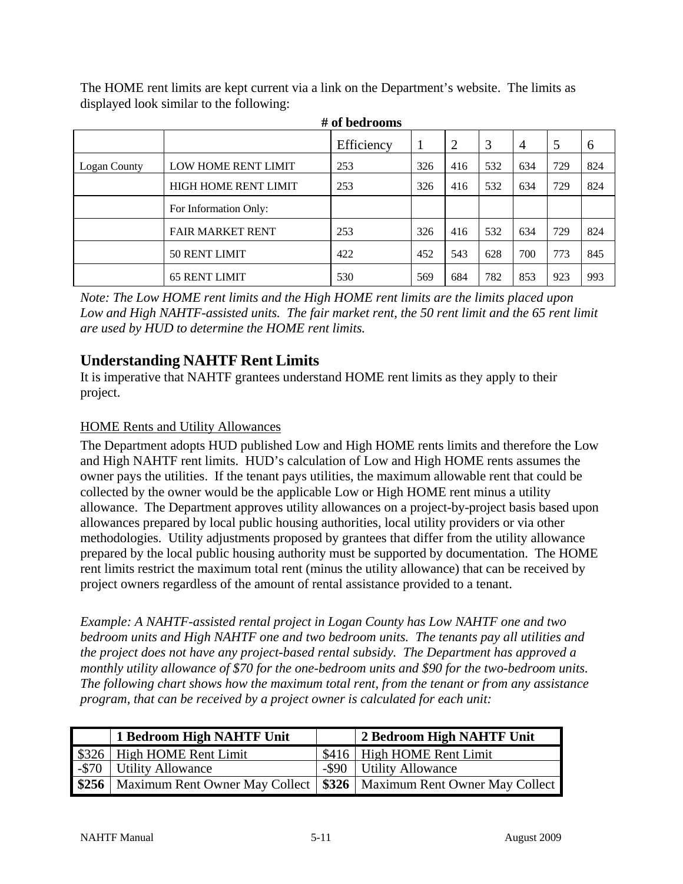The HOME rent limits are kept current via a link on the Department's website. The limits as displayed look similar to the following:

| | | # of bedrooms | | | | | | |
|---|---|---|---|---|---|---|---|---|
| | | Efficiency | 1 | 2 | 3 | 4 | 5 | 6 |
| Logan County | LOW HOME RENT LIMIT | 253 | 326 | 416 | 532 | 634 | 729 | 824 |
| | HIGH HOME RENT LIMIT | 253 | 326 | 416 | 532 | 634 | 729 | 824 |
| | For Information Only: | | | | | | | |
| | FAIR MARKET RENT | 253 | 326 | 416 | 532 | 634 | 729 | 824 |
| | 50 RENT LIMIT | 422 | 452 | 543 | 628 | 700 | 773 | 845 |
| | 65 RENT LIMIT | 530 | 569 | 684 | 782 | 853 | 923 | 993 |

*Note: The Low HOME rent limits and the High HOME rent limits are the limits placed upon Low and High NAHTF-assisted units. The fair market rent, the 50 rent limit and the 65 rent limit are used by HUD to determine the HOME rent limits.*

## Understanding NAHTF Rent Limits

It is imperative that NAHTF grantees understand HOME rent limits as they apply to their project.

HOME Rents and Utility Allowances

The Department adopts HUD published Low and High HOME rents limits and therefore the Low and High NAHTF rent limits. HUD's calculation of Low and High HOME rents assumes the owner pays the utilities. If the tenant pays utilities, the maximum allowable rent that could be collected by the owner would be the applicable Low or High HOME rent minus a utility allowance. The Department approves utility allowances on a project-by-project basis based upon allowances prepared by local public housing authorities, local utility providers or via other methodologies. Utility adjustments proposed by grantees that differ from the utility allowance prepared by the local public housing authority must be supported by documentation. The HOME rent limits restrict the maximum total rent (minus the utility allowance) that can be received by project owners regardless of the amount of rental assistance provided to a tenant.

*Example: A NAHTF-assisted rental project in Logan County has Low NAHTF one and two bedroom units and High NAHTF one and two bedroom units. The tenants pay all utilities and the project does not have any project-based rental subsidy. The Department has approved a monthly utility allowance of $70 for the one-bedroom units and $90 for the two-bedroom units. The following chart shows how the maximum total rent, from the tenant or from any assistance program, that can be received by a project owner is calculated for each unit:*

| | **1 Bedroom High NAHTF Unit** | | **2 Bedroom High NAHTF Unit** |
|---|---|---|---|
| $326 | High HOME Rent Limit | $416 | High HOME Rent Limit |
| -$70 | Utility Allowance | -$90 | Utility Allowance |
| **$256** | Maximum Rent Owner May Collect | **$326** | Maximum Rent Owner May Collect |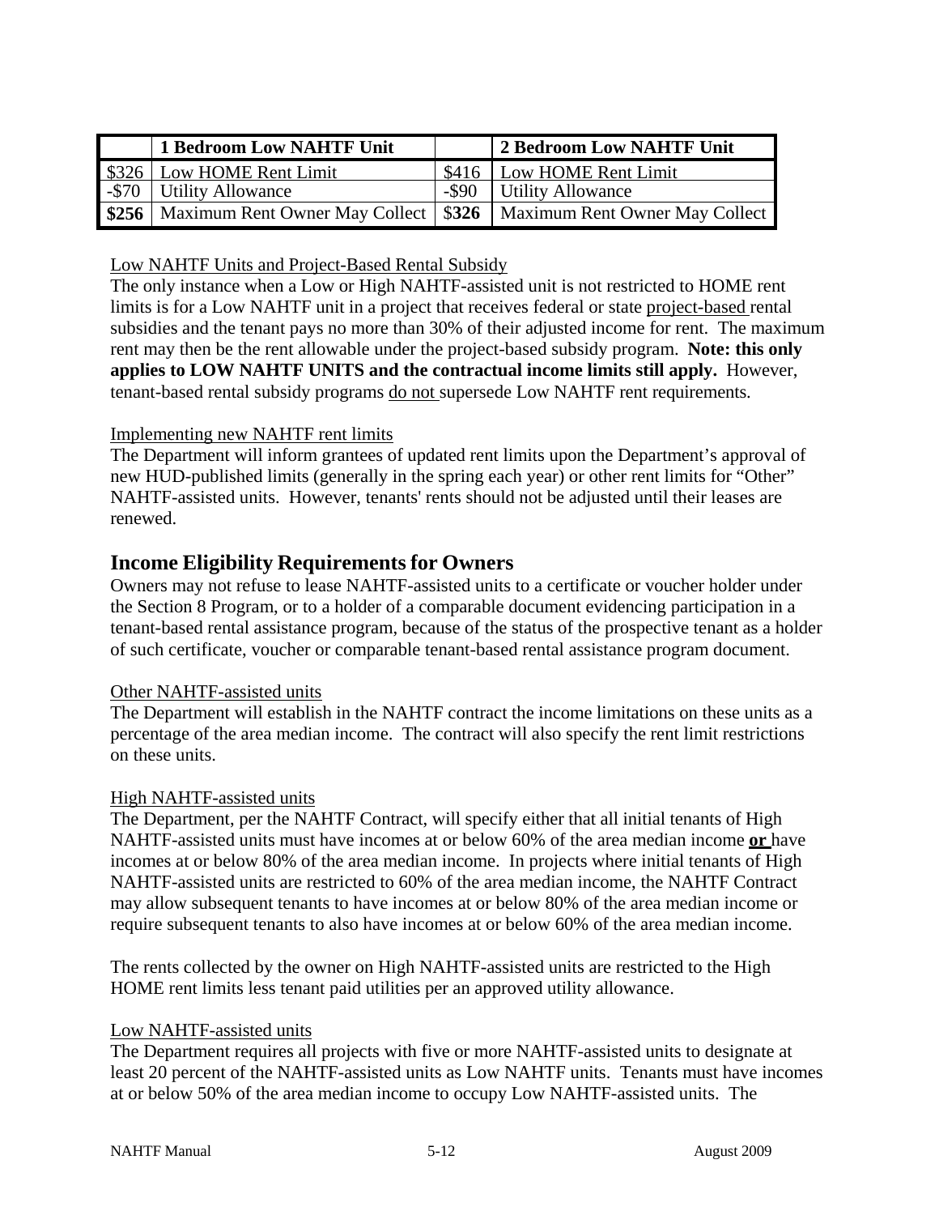| | 1 Bedroom Low NAHTF Unit | | 2 Bedroom Low NAHTF Unit |
|---|---|---|---|
| $326 | Low HOME Rent Limit | $416 | Low HOME Rent Limit |
| -$70 | Utility Allowance | -$90 | Utility Allowance |
| **$256** | Maximum Rent Owner May Collect | $**326** | Maximum Rent Owner May Collect |

Low NAHTF Units and Project-Based Rental Subsidy

The only instance when a Low or High NAHTF-assisted unit is not restricted to HOME rent limits is for a Low NAHTF unit in a project that receives federal or state project-based rental subsidies and the tenant pays no more than 30% of their adjusted income for rent. The maximum rent may then be the rent allowable under the project-based subsidy program. **Note: this only applies to LOW NAHTF UNITS and the contractual income limits still apply.** However, tenant-based rental subsidy programs do not supersede Low NAHTF rent requirements.

Implementing new NAHTF rent limits

The Department will inform grantees of updated rent limits upon the Department's approval of new HUD-published limits (generally in the spring each year) or other rent limits for "Other" NAHTF-assisted units. However, tenants' rents should not be adjusted until their leases are renewed.

## Income Eligibility Requirements for Owners

Owners may not refuse to lease NAHTF-assisted units to a certificate or voucher holder under the Section 8 Program, or to a holder of a comparable document evidencing participation in a tenant-based rental assistance program, because of the status of the prospective tenant as a holder of such certificate, voucher or comparable tenant-based rental assistance program document.

Other NAHTF-assisted units

The Department will establish in the NAHTF contract the income limitations on these units as a percentage of the area median income. The contract will also specify the rent limit restrictions on these units.

High NAHTF-assisted units

The Department, per the NAHTF Contract, will specify either that all initial tenants of High NAHTF-assisted units must have incomes at or below 60% of the area median income **or** have incomes at or below 80% of the area median income. In projects where initial tenants of High NAHTF-assisted units are restricted to 60% of the area median income, the NAHTF Contract may allow subsequent tenants to have incomes at or below 80% of the area median income or require subsequent tenants to also have incomes at or below 60% of the area median income.

The rents collected by the owner on High NAHTF-assisted units are restricted to the High HOME rent limits less tenant paid utilities per an approved utility allowance.

Low NAHTF-assisted units

The Department requires all projects with five or more NAHTF-assisted units to designate at least 20 percent of the NAHTF-assisted units as Low NAHTF units. Tenants must have incomes at or below 50% of the area median income to occupy Low NAHTF-assisted units. The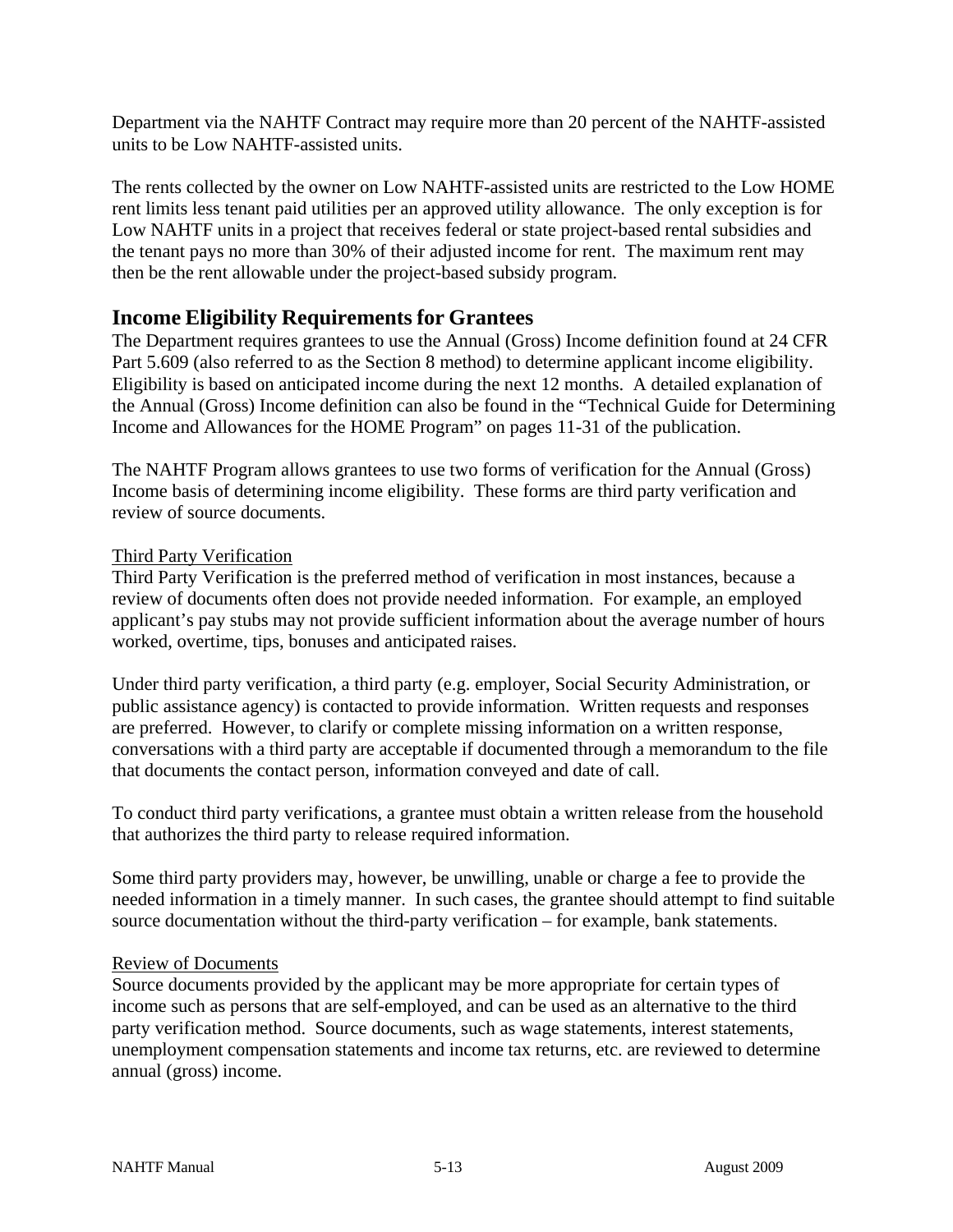Department via the NAHTF Contract may require more than 20 percent of the NAHTF-assisted units to be Low NAHTF-assisted units.

The rents collected by the owner on Low NAHTF-assisted units are restricted to the Low HOME rent limits less tenant paid utilities per an approved utility allowance. The only exception is for Low NAHTF units in a project that receives federal or state project-based rental subsidies and the tenant pays no more than 30% of their adjusted income for rent. The maximum rent may then be the rent allowable under the project-based subsidy program.

## Income Eligibility Requirements for Grantees

The Department requires grantees to use the Annual (Gross) Income definition found at 24 CFR Part 5.609 (also referred to as the Section 8 method) to determine applicant income eligibility. Eligibility is based on anticipated income during the next 12 months. A detailed explanation of the Annual (Gross) Income definition can also be found in the "Technical Guide for Determining Income and Allowances for the HOME Program" on pages 11-31 of the publication.

The NAHTF Program allows grantees to use two forms of verification for the Annual (Gross) Income basis of determining income eligibility. These forms are third party verification and review of source documents.

<u>Third Party Verification</u>

Third Party Verification is the preferred method of verification in most instances, because a review of documents often does not provide needed information. For example, an employed applicant's pay stubs may not provide sufficient information about the average number of hours worked, overtime, tips, bonuses and anticipated raises.

Under third party verification, a third party (e.g. employer, Social Security Administration, or public assistance agency) is contacted to provide information. Written requests and responses are preferred. However, to clarify or complete missing information on a written response, conversations with a third party are acceptable if documented through a memorandum to the file that documents the contact person, information conveyed and date of call.

To conduct third party verifications, a grantee must obtain a written release from the household that authorizes the third party to release required information.

Some third party providers may, however, be unwilling, unable or charge a fee to provide the needed information in a timely manner. In such cases, the grantee should attempt to find suitable source documentation without the third-party verification – for example, bank statements.

<u>Review of Documents</u>

Source documents provided by the applicant may be more appropriate for certain types of income such as persons that are self-employed, and can be used as an alternative to the third party verification method. Source documents, such as wage statements, interest statements, unemployment compensation statements and income tax returns, etc. are reviewed to determine annual (gross) income.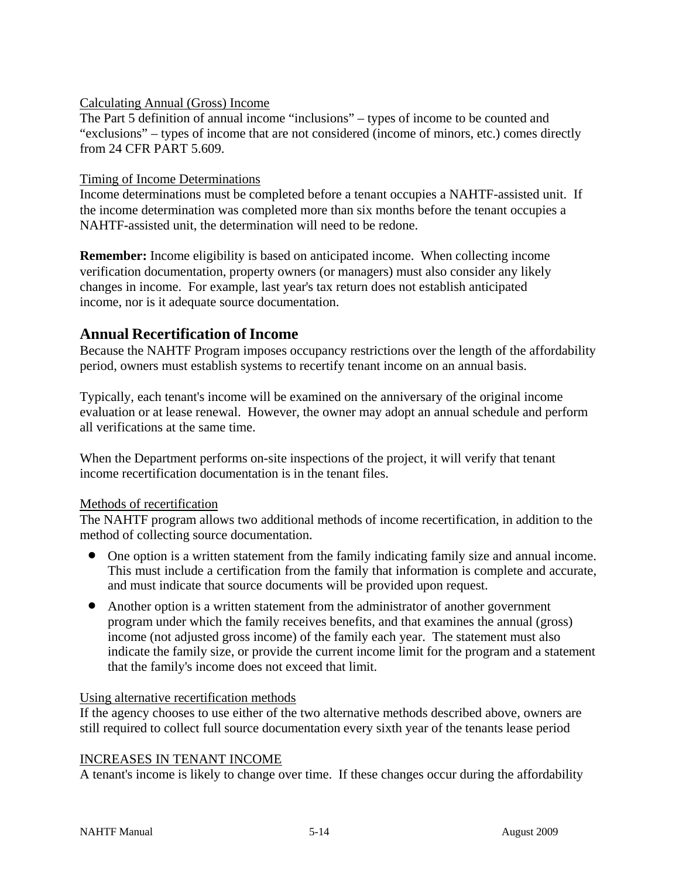Calculating Annual (Gross) Income

The Part 5 definition of annual income "inclusions" – types of income to be counted and "exclusions" – types of income that are not considered (income of minors, etc.) comes directly from 24 CFR PART 5.609.

Timing of Income Determinations

Income determinations must be completed before a tenant occupies a NAHTF-assisted unit. If the income determination was completed more than six months before the tenant occupies a NAHTF-assisted unit, the determination will need to be redone.

**Remember:** Income eligibility is based on anticipated income. When collecting income verification documentation, property owners (or managers) must also consider any likely changes in income. For example, last year's tax return does not establish anticipated income, nor is it adequate source documentation.

## Annual Recertification of Income

Because the NAHTF Program imposes occupancy restrictions over the length of the affordability period, owners must establish systems to recertify tenant income on an annual basis.

Typically, each tenant's income will be examined on the anniversary of the original income evaluation or at lease renewal. However, the owner may adopt an annual schedule and perform all verifications at the same time.

When the Department performs on-site inspections of the project, it will verify that tenant income recertification documentation is in the tenant files.

Methods of recertification

The NAHTF program allows two additional methods of income recertification, in addition to the method of collecting source documentation.

- One option is a written statement from the family indicating family size and annual income. This must include a certification from the family that information is complete and accurate, and must indicate that source documents will be provided upon request.
- Another option is a written statement from the administrator of another government program under which the family receives benefits, and that examines the annual (gross) income (not adjusted gross income) of the family each year. The statement must also indicate the family size, or provide the current income limit for the program and a statement that the family's income does not exceed that limit.

Using alternative recertification methods

If the agency chooses to use either of the two alternative methods described above, owners are still required to collect full source documentation every sixth year of the tenants lease period

INCREASES IN TENANT INCOME

A tenant's income is likely to change over time. If these changes occur during the affordability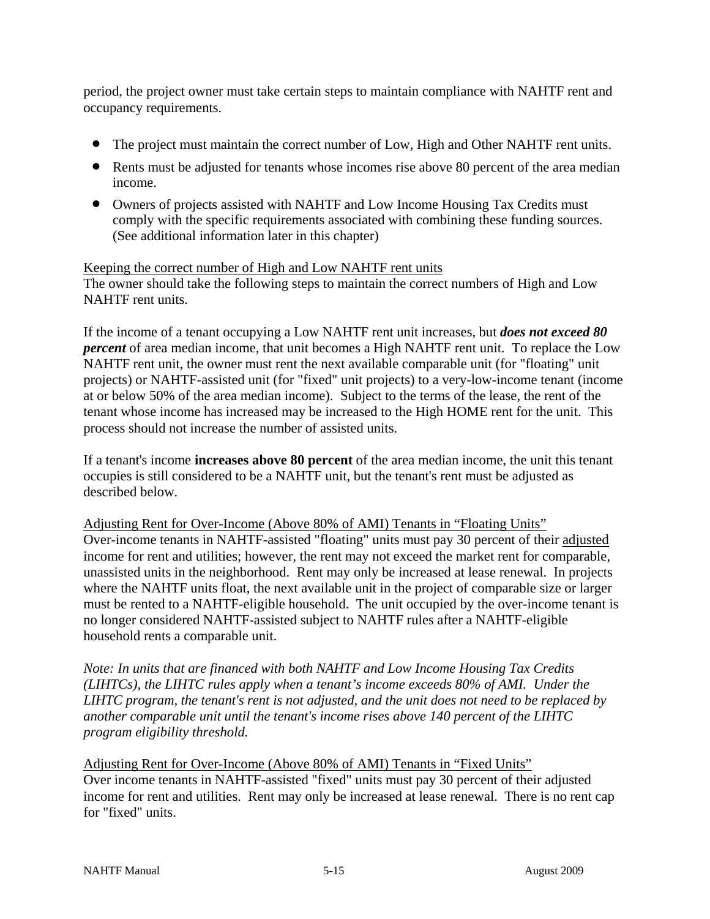period, the project owner must take certain steps to maintain compliance with NAHTF rent and occupancy requirements.

- The project must maintain the correct number of Low, High and Other NAHTF rent units.
- Rents must be adjusted for tenants whose incomes rise above 80 percent of the area median income.
- Owners of projects assisted with NAHTF and Low Income Housing Tax Credits must comply with the specific requirements associated with combining these funding sources. (See additional information later in this chapter)

<u>Keeping the correct number of High and Low NAHTF rent units</u>
The owner should take the following steps to maintain the correct numbers of High and Low NAHTF rent units.

If the income of a tenant occupying a Low NAHTF rent unit increases, but ***does not exceed 80 percent*** of area median income, that unit becomes a High NAHTF rent unit. To replace the Low NAHTF rent unit, the owner must rent the next available comparable unit (for "floating" unit projects) or NAHTF-assisted unit (for "fixed" unit projects) to a very-low-income tenant (income at or below 50% of the area median income). Subject to the terms of the lease, the rent of the tenant whose income has increased may be increased to the High HOME rent for the unit. This process should not increase the number of assisted units.

If a tenant's income **increases above 80 percent** of the area median income, the unit this tenant occupies is still considered to be a NAHTF unit, but the tenant's rent must be adjusted as described below.

<u>Adjusting Rent for Over-Income (Above 80% of AMI) Tenants in "Floating Units"</u>
Over-income tenants in NAHTF-assisted "floating" units must pay 30 percent of their <u>adjusted</u> income for rent and utilities; however, the rent may not exceed the market rent for comparable, unassisted units in the neighborhood. Rent may only be increased at lease renewal. In projects where the NAHTF units float, the next available unit in the project of comparable size or larger must be rented to a NAHTF-eligible household. The unit occupied by the over-income tenant is no longer considered NAHTF-assisted subject to NAHTF rules after a NAHTF-eligible household rents a comparable unit.

*Note: In units that are financed with both NAHTF and Low Income Housing Tax Credits (LIHTCs), the LIHTC rules apply when a tenant's income exceeds 80% of AMI. Under the LIHTC program, the tenant's rent is not adjusted, and the unit does not need to be replaced by another comparable unit until the tenant's income rises above 140 percent of the LIHTC program eligibility threshold.*

<u>Adjusting Rent for Over-Income (Above 80% of AMI) Tenants in "Fixed Units"</u>
Over income tenants in NAHTF-assisted "fixed" units must pay 30 percent of their adjusted income for rent and utilities. Rent may only be increased at lease renewal. There is no rent cap for "fixed" units.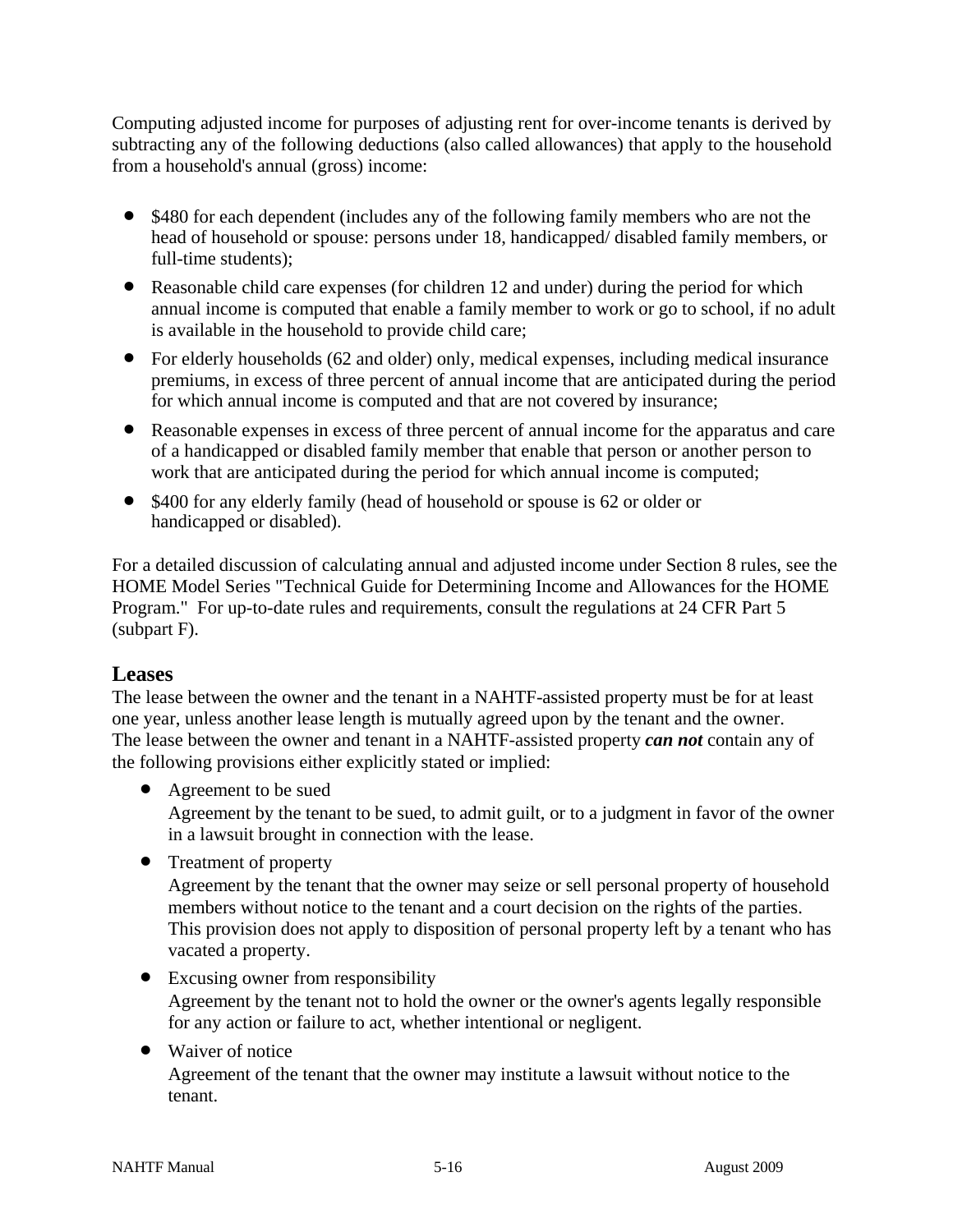Computing adjusted income for purposes of adjusting rent for over-income tenants is derived by subtracting any of the following deductions (also called allowances) that apply to the household from a household's annual (gross) income:

- $480 for each dependent (includes any of the following family members who are not the head of household or spouse: persons under 18, handicapped/ disabled family members, or full-time students);
- Reasonable child care expenses (for children 12 and under) during the period for which annual income is computed that enable a family member to work or go to school, if no adult is available in the household to provide child care;
- For elderly households (62 and older) only, medical expenses, including medical insurance premiums, in excess of three percent of annual income that are anticipated during the period for which annual income is computed and that are not covered by insurance;
- Reasonable expenses in excess of three percent of annual income for the apparatus and care of a handicapped or disabled family member that enable that person or another person to work that are anticipated during the period for which annual income is computed;
- $400 for any elderly family (head of household or spouse is 62 or older or handicapped or disabled).

For a detailed discussion of calculating annual and adjusted income under Section 8 rules, see the HOME Model Series "Technical Guide for Determining Income and Allowances for the HOME Program." For up-to-date rules and requirements, consult the regulations at 24 CFR Part 5 (subpart F).

## Leases

The lease between the owner and the tenant in a NAHTF-assisted property must be for at least one year, unless another lease length is mutually agreed upon by the tenant and the owner. The lease between the owner and tenant in a NAHTF-assisted property ***can not*** contain any of the following provisions either explicitly stated or implied:

- Agreement to be sued
  Agreement by the tenant to be sued, to admit guilt, or to a judgment in favor of the owner in a lawsuit brought in connection with the lease.
- Treatment of property
  Agreement by the tenant that the owner may seize or sell personal property of household members without notice to the tenant and a court decision on the rights of the parties. This provision does not apply to disposition of personal property left by a tenant who has vacated a property.
- Excusing owner from responsibility
  Agreement by the tenant not to hold the owner or the owner's agents legally responsible for any action or failure to act, whether intentional or negligent.
- Waiver of notice
  Agreement of the tenant that the owner may institute a lawsuit without notice to the tenant.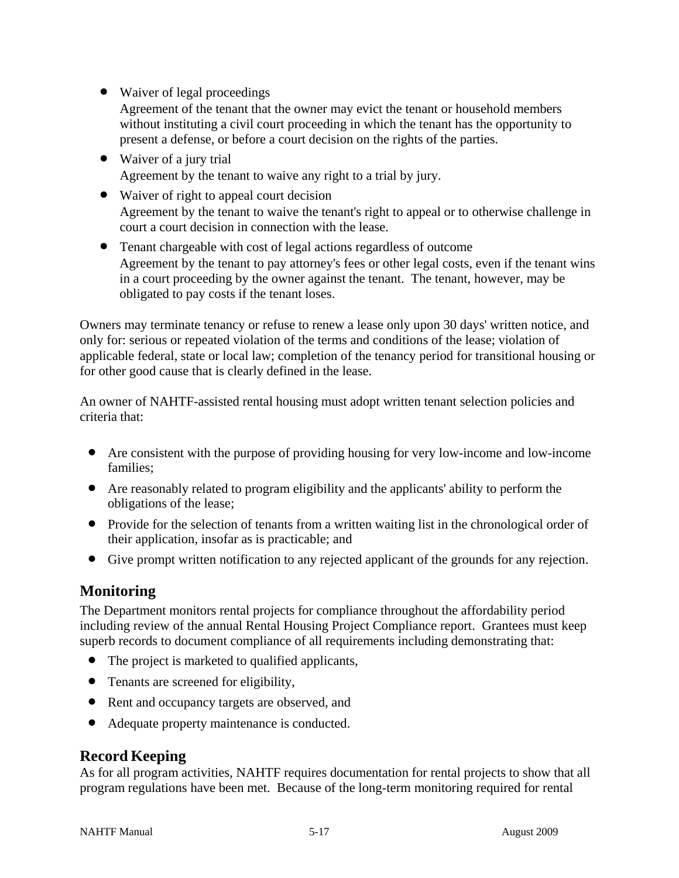- Waiver of legal proceedings
  Agreement of the tenant that the owner may evict the tenant or household members without instituting a civil court proceeding in which the tenant has the opportunity to present a defense, or before a court decision on the rights of the parties.
- Waiver of a jury trial
  Agreement by the tenant to waive any right to a trial by jury.
- Waiver of right to appeal court decision
  Agreement by the tenant to waive the tenant's right to appeal or to otherwise challenge in court a court decision in connection with the lease.
- Tenant chargeable with cost of legal actions regardless of outcome
  Agreement by the tenant to pay attorney's fees or other legal costs, even if the tenant wins in a court proceeding by the owner against the tenant. The tenant, however, may be obligated to pay costs if the tenant loses.

Owners may terminate tenancy or refuse to renew a lease only upon 30 days' written notice, and only for: serious or repeated violation of the terms and conditions of the lease; violation of applicable federal, state or local law; completion of the tenancy period for transitional housing or for other good cause that is clearly defined in the lease.

An owner of NAHTF-assisted rental housing must adopt written tenant selection policies and criteria that:

- Are consistent with the purpose of providing housing for very low-income and low-income families;
- Are reasonably related to program eligibility and the applicants' ability to perform the obligations of the lease;
- Provide for the selection of tenants from a written waiting list in the chronological order of their application, insofar as is practicable; and
- Give prompt written notification to any rejected applicant of the grounds for any rejection.

## Monitoring

The Department monitors rental projects for compliance throughout the affordability period including review of the annual Rental Housing Project Compliance report. Grantees must keep superb records to document compliance of all requirements including demonstrating that:

- The project is marketed to qualified applicants,
- Tenants are screened for eligibility,
- Rent and occupancy targets are observed, and
- Adequate property maintenance is conducted.

## Record Keeping

As for all program activities, NAHTF requires documentation for rental projects to show that all program regulations have been met. Because of the long-term monitoring required for rental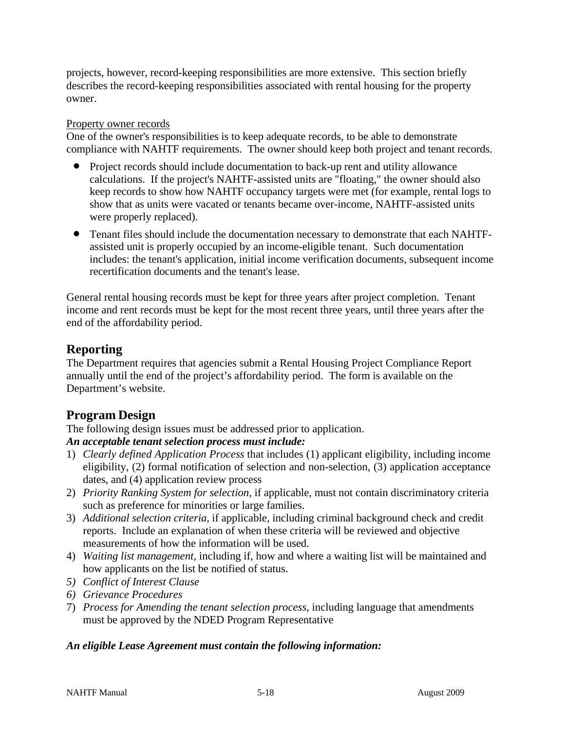projects, however, record-keeping responsibilities are more extensive. This section briefly describes the record-keeping responsibilities associated with rental housing for the property owner.

<u>Property owner records</u>

One of the owner's responsibilities is to keep adequate records, to be able to demonstrate compliance with NAHTF requirements. The owner should keep both project and tenant records.

- Project records should include documentation to back-up rent and utility allowance calculations. If the project's NAHTF-assisted units are "floating," the owner should also keep records to show how NAHTF occupancy targets were met (for example, rental logs to show that as units were vacated or tenants became over-income, NAHTF-assisted units were properly replaced).
- Tenant files should include the documentation necessary to demonstrate that each NAHTF-assisted unit is properly occupied by an income-eligible tenant. Such documentation includes: the tenant's application, initial income verification documents, subsequent income recertification documents and the tenant's lease.

General rental housing records must be kept for three years after project completion. Tenant income and rent records must be kept for the most recent three years, until three years after the end of the affordability period.

## Reporting

The Department requires that agencies submit a Rental Housing Project Compliance Report annually until the end of the project's affordability period. The form is available on the Department's website.

## Program Design

The following design issues must be addressed prior to application.

***An acceptable tenant selection process must include:***

1) *Clearly defined Application Process* that includes (1) applicant eligibility, including income eligibility, (2) formal notification of selection and non-selection, (3) application acceptance dates, and (4) application review process
2) *Priority Ranking System for selection,* if applicable, must not contain discriminatory criteria such as preference for minorities or large families.
3) *Additional selection criteria,* if applicable, including criminal background check and credit reports. Include an explanation of when these criteria will be reviewed and objective measurements of how the information will be used.
4) *Waiting list management,* including if, how and where a waiting list will be maintained and how applicants on the list be notified of status.
5) *Conflict of Interest Clause*
6) *Grievance Procedures*
7) *Process for Amending the tenant selection process*, including language that amendments must be approved by the NDED Program Representative

***An eligible Lease Agreement must contain the following information:***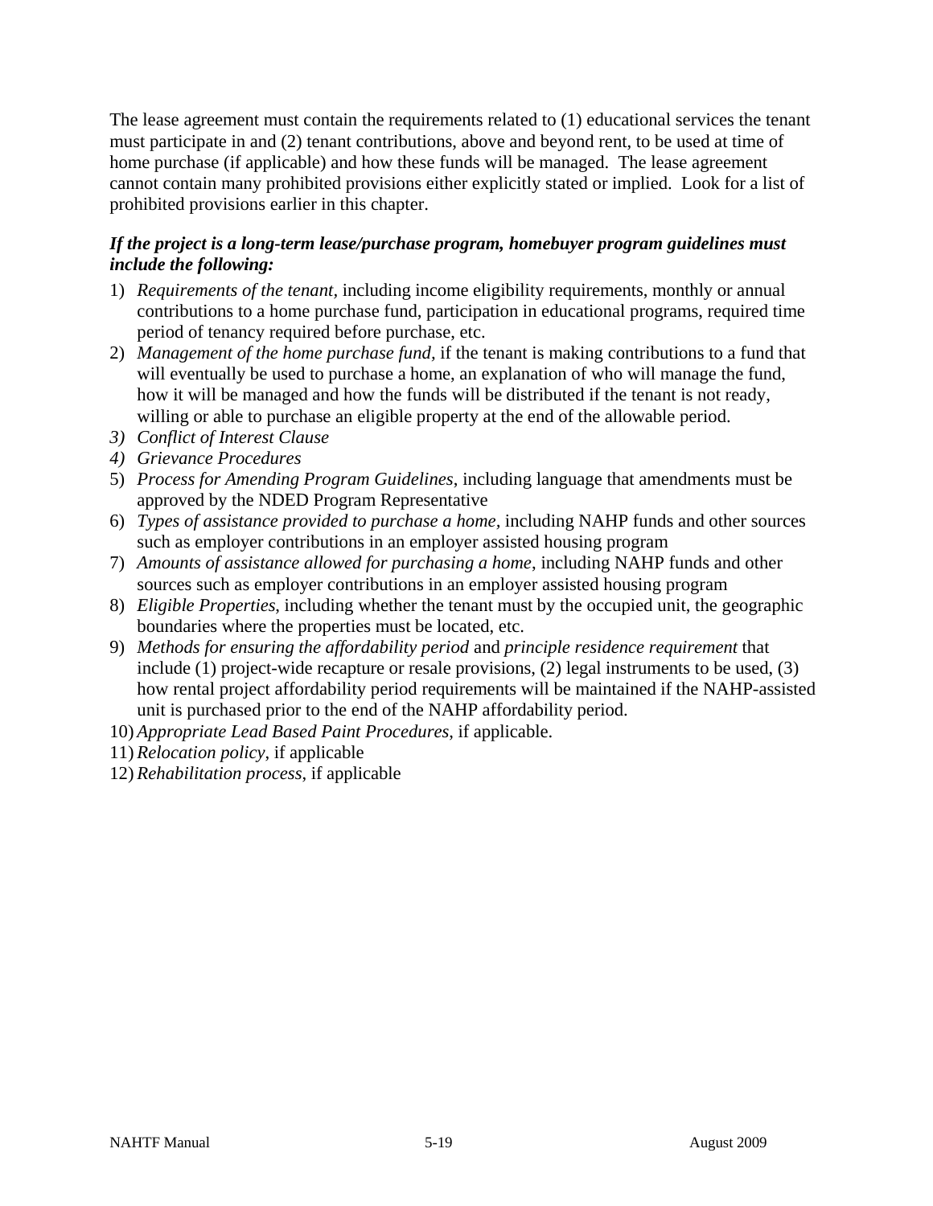The lease agreement must contain the requirements related to (1) educational services the tenant must participate in and (2) tenant contributions, above and beyond rent, to be used at time of home purchase (if applicable) and how these funds will be managed. The lease agreement cannot contain many prohibited provisions either explicitly stated or implied. Look for a list of prohibited provisions earlier in this chapter.

***If the project is a long-term lease/purchase program, homebuyer program guidelines must include the following:***

1) *Requirements of the tenant*, including income eligibility requirements, monthly or annual contributions to a home purchase fund, participation in educational programs, required time period of tenancy required before purchase, etc.
2) *Management of the home purchase fund,* if the tenant is making contributions to a fund that will eventually be used to purchase a home, an explanation of who will manage the fund, how it will be managed and how the funds will be distributed if the tenant is not ready, willing or able to purchase an eligible property at the end of the allowable period.
3) *Conflict of Interest Clause*
4) *Grievance Procedures*
5) *Process for Amending Program Guidelines*, including language that amendments must be approved by the NDED Program Representative
6) *Types of assistance provided to purchase a home*, including NAHP funds and other sources such as employer contributions in an employer assisted housing program
7) *Amounts of assistance allowed for purchasing a home*, including NAHP funds and other sources such as employer contributions in an employer assisted housing program
8) *Eligible Properties*, including whether the tenant must by the occupied unit, the geographic boundaries where the properties must be located, etc.
9) *Methods for ensuring the affordability period* and *principle residence requirement* that include (1) project-wide recapture or resale provisions, (2) legal instruments to be used, (3) how rental project affordability period requirements will be maintained if the NAHP-assisted unit is purchased prior to the end of the NAHP affordability period.
10) *Appropriate Lead Based Paint Procedures*, if applicable.
11) *Relocation policy*, if applicable
12) *Rehabilitation process*, if applicable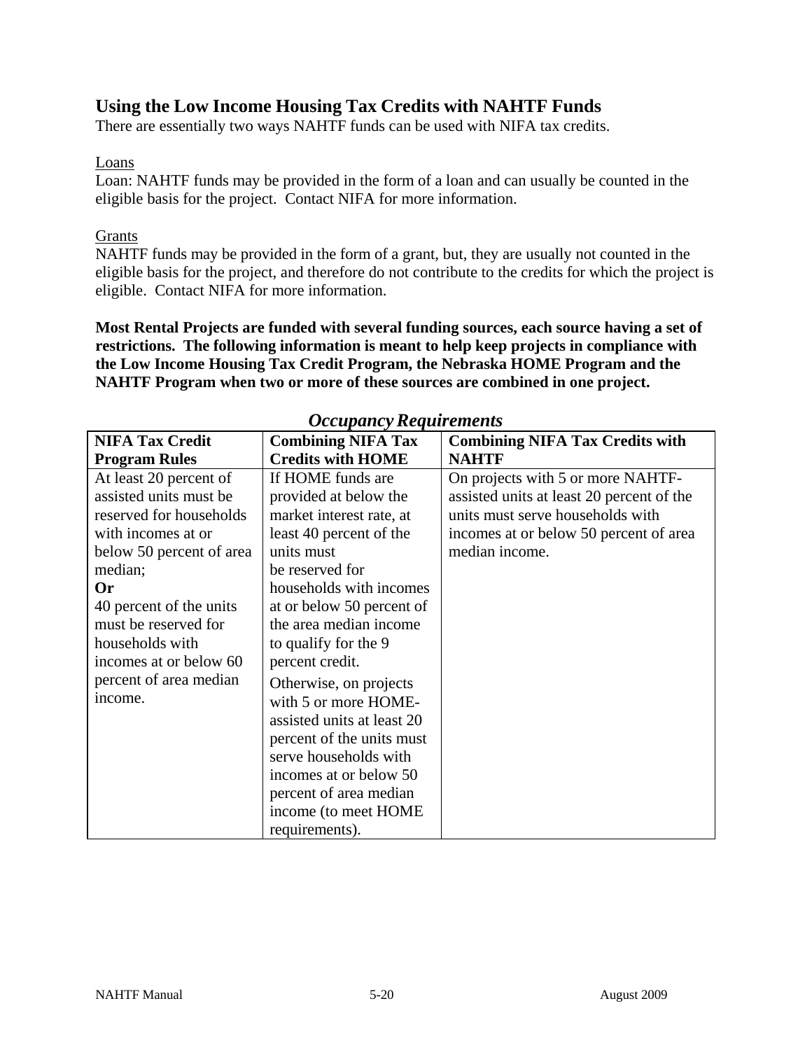## Using the Low Income Housing Tax Credits with NAHTF Funds

There are essentially two ways NAHTF funds can be used with NIFA tax credits.

Loans

Loan: NAHTF funds may be provided in the form of a loan and can usually be counted in the eligible basis for the project. Contact NIFA for more information.

Grants

NAHTF funds may be provided in the form of a grant, but, they are usually not counted in the eligible basis for the project, and therefore do not contribute to the credits for which the project is eligible. Contact NIFA for more information.

**Most Rental Projects are funded with several funding sources, each source having a set of restrictions. The following information is meant to help keep projects in compliance with the Low Income Housing Tax Credit Program, the Nebraska HOME Program and the NAHTF Program when two or more of these sources are combined in one project.**

### *Occupancy Requirements*

| **NIFA Tax Credit Program Rules** | **Combining NIFA Tax Credits with HOME** | **Combining NIFA Tax Credits with NAHTF** |
|---|---|---|
| At least 20 percent of assisted units must be reserved for households with incomes at or below 50 percent of area median; **Or** 40 percent of the units must be reserved for households with incomes at or below 60 percent of area median income. | If HOME funds are provided at below the market interest rate, at least 40 percent of the units must be reserved for households with incomes at or below 50 percent of the area median income to qualify for the 9 percent credit. Otherwise, on projects with 5 or more HOME-assisted units at least 20 percent of the units must serve households with incomes at or below 50 percent of area median income (to meet HOME requirements). | On projects with 5 or more NAHTF-assisted units at least 20 percent of the units must serve households with incomes at or below 50 percent of area median income. |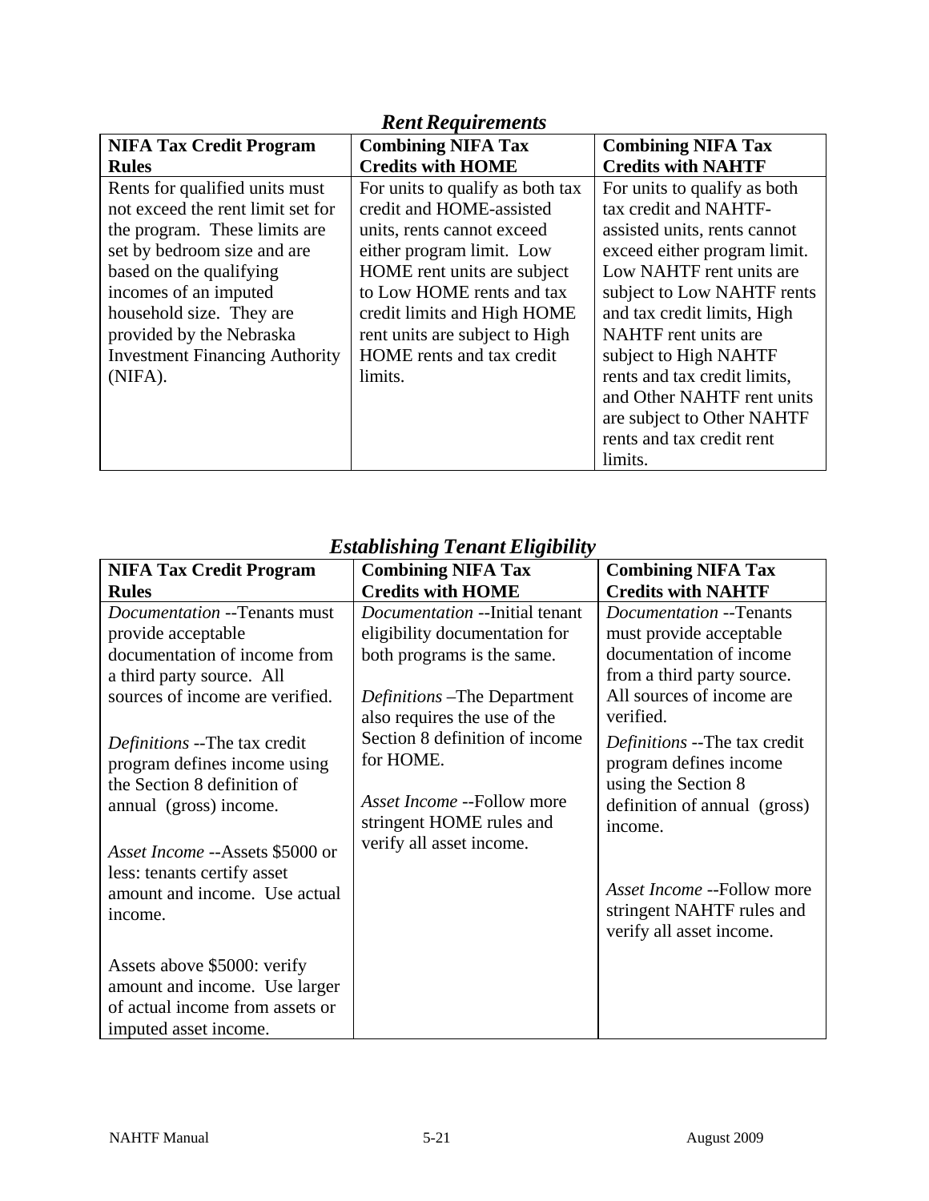## *Rent Requirements*

| NIFA Tax Credit Program Rules | Combining NIFA Tax Credits with HOME | Combining NIFA Tax Credits with NAHTF |
|---|---|---|
| Rents for qualified units must not exceed the rent limit set for the program. These limits are set by bedroom size and are based on the qualifying incomes of an imputed household size. They are provided by the Nebraska Investment Financing Authority (NIFA). | For units to qualify as both tax credit and HOME-assisted units, rents cannot exceed either program limit. Low HOME rent units are subject to Low HOME rents and tax credit limits and High HOME rent units are subject to High HOME rents and tax credit limits. | For units to qualify as both tax credit and NAHTF-assisted units, rents cannot exceed either program limit. Low NAHTF rent units are subject to Low NAHTF rents and tax credit limits, High NAHTF rent units are subject to High NAHTF rents and tax credit limits, and Other NAHTF rent units are subject to Other NAHTF rents and tax credit rent limits. |

## *Establishing Tenant Eligibility*

| NIFA Tax Credit Program Rules | Combining NIFA Tax Credits with HOME | Combining NIFA Tax Credits with NAHTF |
|---|---|---|
| *Documentation* --Tenants must provide acceptable documentation of income from a third party source. All sources of income are verified.<br><br>*Definitions* --The tax credit program defines income using the Section 8 definition of annual (gross) income.<br><br>*Asset Income* --Assets $5000 or less: tenants certify asset amount and income. Use actual income.<br><br>Assets above $5000: verify amount and income. Use larger of actual income from assets or imputed asset income. | *Documentation* --Initial tenant eligibility documentation for both programs is the same.<br><br>*Definitions* –The Department also requires the use of the Section 8 definition of income for HOME.<br><br>*Asset Income* --Follow more stringent HOME rules and verify all asset income. | *Documentation* --Tenants must provide acceptable documentation of income from a third party source. All sources of income are verified.<br><br>*Definitions* --The tax credit program defines income using the Section 8 definition of annual (gross) income.<br><br>*Asset Income* --Follow more stringent NAHTF rules and verify all asset income. |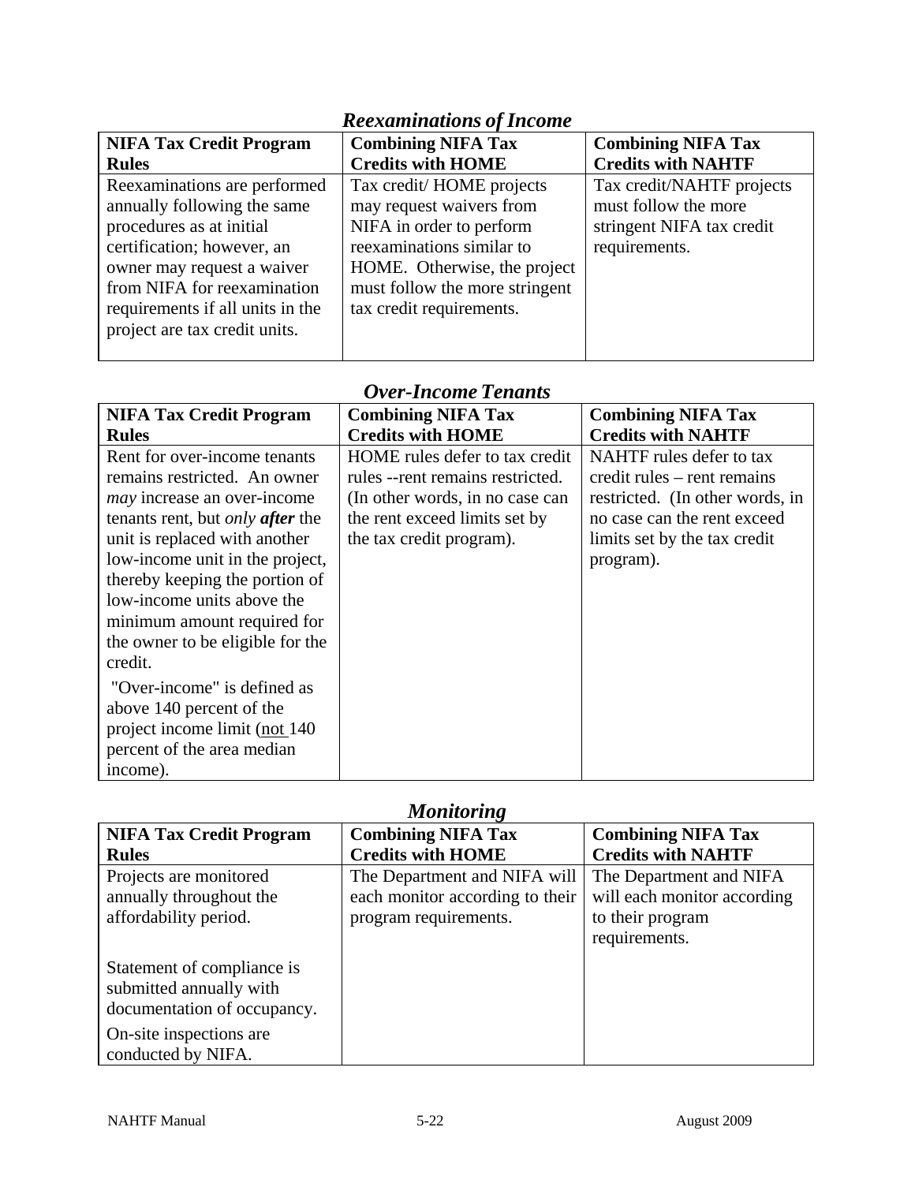### *Reexaminations of Income*

| NIFA Tax Credit Program Rules | Combining NIFA Tax Credits with HOME | Combining NIFA Tax Credits with NAHTF |
|---|---|---|
| Reexaminations are performed annually following the same procedures as at initial certification; however, an owner may request a waiver from NIFA for reexamination requirements if all units in the project are tax credit units. | Tax credit/ HOME projects may request waivers from NIFA in order to perform reexaminations similar to HOME. Otherwise, the project must follow the more stringent tax credit requirements. | Tax credit/NAHTF projects must follow the more stringent NIFA tax credit requirements. |

### *Over-Income Tenants*

| NIFA Tax Credit Program Rules | Combining NIFA Tax Credits with HOME | Combining NIFA Tax Credits with NAHTF |
|---|---|---|
| Rent for over-income tenants remains restricted. An owner *may* increase an over-income tenants rent, but *only* ***after*** the unit is replaced with another low-income unit in the project, thereby keeping the portion of low-income units above the minimum amount required for the owner to be eligible for the credit. <br><br> "Over-income" is defined as above 140 percent of the project income limit (not 140 percent of the area median income). | HOME rules defer to tax credit rules --rent remains restricted. (In other words, in no case can the rent exceed limits set by the tax credit program). | NAHTF rules defer to tax credit rules – rent remains restricted. (In other words, in no case can the rent exceed limits set by the tax credit program). |

### *Monitoring*

| NIFA Tax Credit Program Rules | Combining NIFA Tax Credits with HOME | Combining NIFA Tax Credits with NAHTF |
|---|---|---|
| Projects are monitored annually throughout the affordability period. <br><br> Statement of compliance is submitted annually with documentation of occupancy. <br><br> On-site inspections are conducted by NIFA. | The Department and NIFA will each monitor according to their program requirements. | The Department and NIFA will each monitor according to their program requirements. |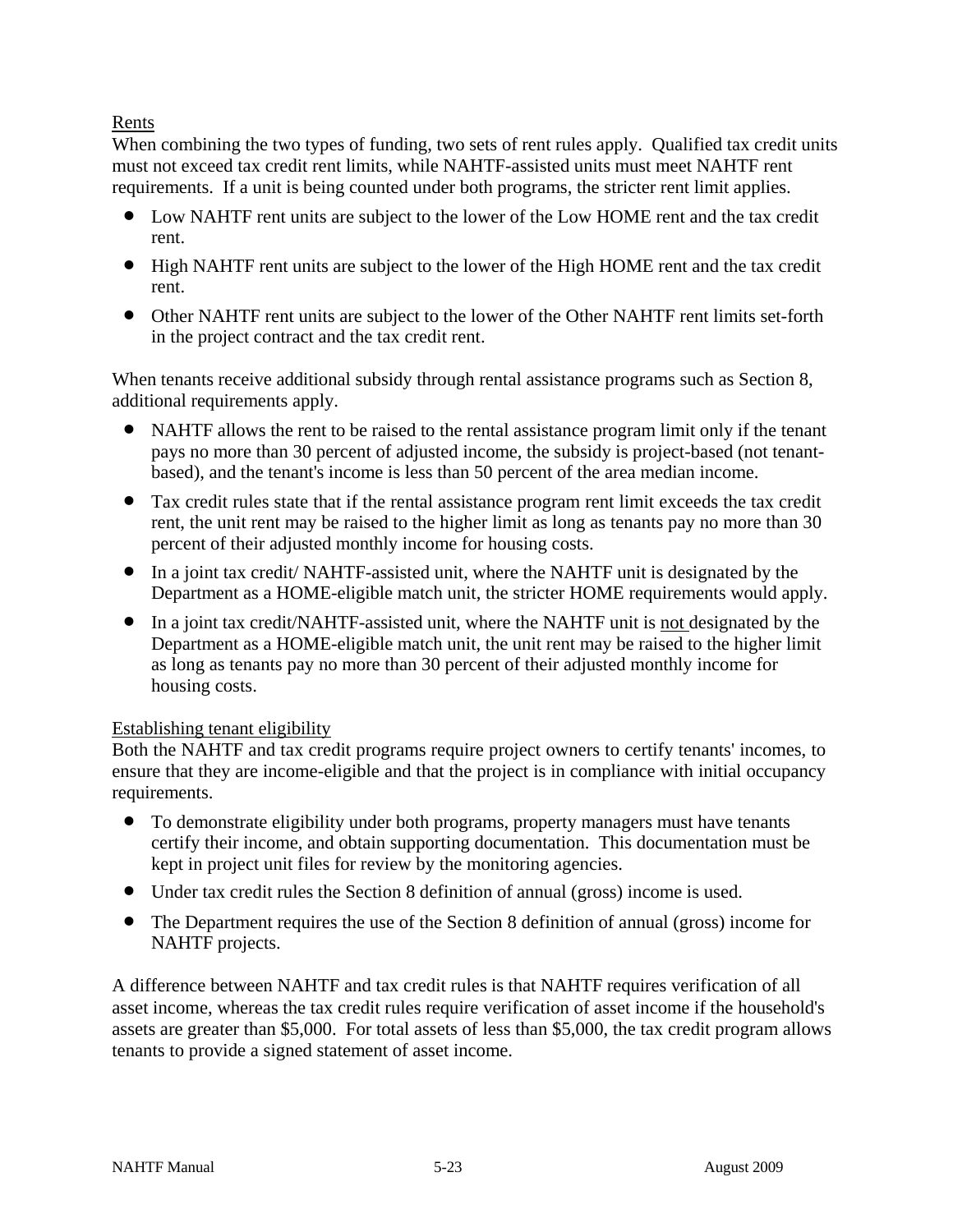<u>Rents</u>

When combining the two types of funding, two sets of rent rules apply. Qualified tax credit units must not exceed tax credit rent limits, while NAHTF-assisted units must meet NAHTF rent requirements. If a unit is being counted under both programs, the stricter rent limit applies.

- Low NAHTF rent units are subject to the lower of the Low HOME rent and the tax credit rent.
- High NAHTF rent units are subject to the lower of the High HOME rent and the tax credit rent.
- Other NAHTF rent units are subject to the lower of the Other NAHTF rent limits set-forth in the project contract and the tax credit rent.

When tenants receive additional subsidy through rental assistance programs such as Section 8, additional requirements apply.

- NAHTF allows the rent to be raised to the rental assistance program limit only if the tenant pays no more than 30 percent of adjusted income, the subsidy is project-based (not tenant-based), and the tenant's income is less than 50 percent of the area median income.
- Tax credit rules state that if the rental assistance program rent limit exceeds the tax credit rent, the unit rent may be raised to the higher limit as long as tenants pay no more than 30 percent of their adjusted monthly income for housing costs.
- In a joint tax credit/ NAHTF-assisted unit, where the NAHTF unit is designated by the Department as a HOME-eligible match unit, the stricter HOME requirements would apply.
- In a joint tax credit/NAHTF-assisted unit, where the NAHTF unit is <u>not</u> designated by the Department as a HOME-eligible match unit, the unit rent may be raised to the higher limit as long as tenants pay no more than 30 percent of their adjusted monthly income for housing costs.

<u>Establishing tenant eligibility</u>

Both the NAHTF and tax credit programs require project owners to certify tenants' incomes, to ensure that they are income-eligible and that the project is in compliance with initial occupancy requirements.

- To demonstrate eligibility under both programs, property managers must have tenants certify their income, and obtain supporting documentation. This documentation must be kept in project unit files for review by the monitoring agencies.
- Under tax credit rules the Section 8 definition of annual (gross) income is used.
- The Department requires the use of the Section 8 definition of annual (gross) income for NAHTF projects.

A difference between NAHTF and tax credit rules is that NAHTF requires verification of all asset income, whereas the tax credit rules require verification of asset income if the household's assets are greater than $5,000. For total assets of less than $5,000, the tax credit program allows tenants to provide a signed statement of asset income.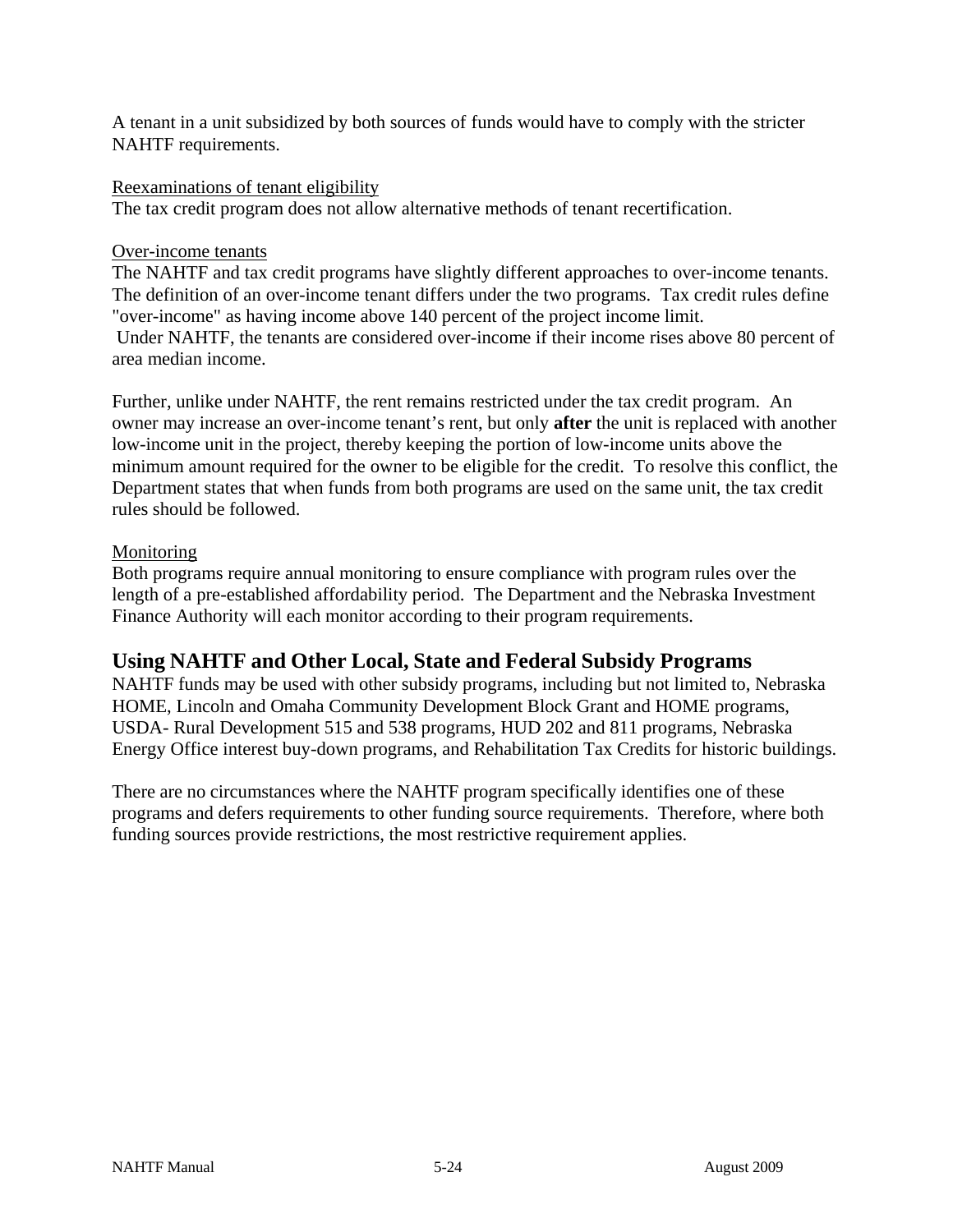A tenant in a unit subsidized by both sources of funds would have to comply with the stricter NAHTF requirements.

Reexaminations of tenant eligibility

The tax credit program does not allow alternative methods of tenant recertification.

Over-income tenants

The NAHTF and tax credit programs have slightly different approaches to over-income tenants. The definition of an over-income tenant differs under the two programs. Tax credit rules define "over-income" as having income above 140 percent of the project income limit. Under NAHTF, the tenants are considered over-income if their income rises above 80 percent of area median income.

Further, unlike under NAHTF, the rent remains restricted under the tax credit program. An owner may increase an over-income tenant's rent, but only **after** the unit is replaced with another low-income unit in the project, thereby keeping the portion of low-income units above the minimum amount required for the owner to be eligible for the credit. To resolve this conflict, the Department states that when funds from both programs are used on the same unit, the tax credit rules should be followed.

Monitoring

Both programs require annual monitoring to ensure compliance with program rules over the length of a pre-established affordability period. The Department and the Nebraska Investment Finance Authority will each monitor according to their program requirements.

## Using NAHTF and Other Local, State and Federal Subsidy Programs

NAHTF funds may be used with other subsidy programs, including but not limited to, Nebraska HOME, Lincoln and Omaha Community Development Block Grant and HOME programs, USDA- Rural Development 515 and 538 programs, HUD 202 and 811 programs, Nebraska Energy Office interest buy-down programs, and Rehabilitation Tax Credits for historic buildings.

There are no circumstances where the NAHTF program specifically identifies one of these programs and defers requirements to other funding source requirements. Therefore, where both funding sources provide restrictions, the most restrictive requirement applies.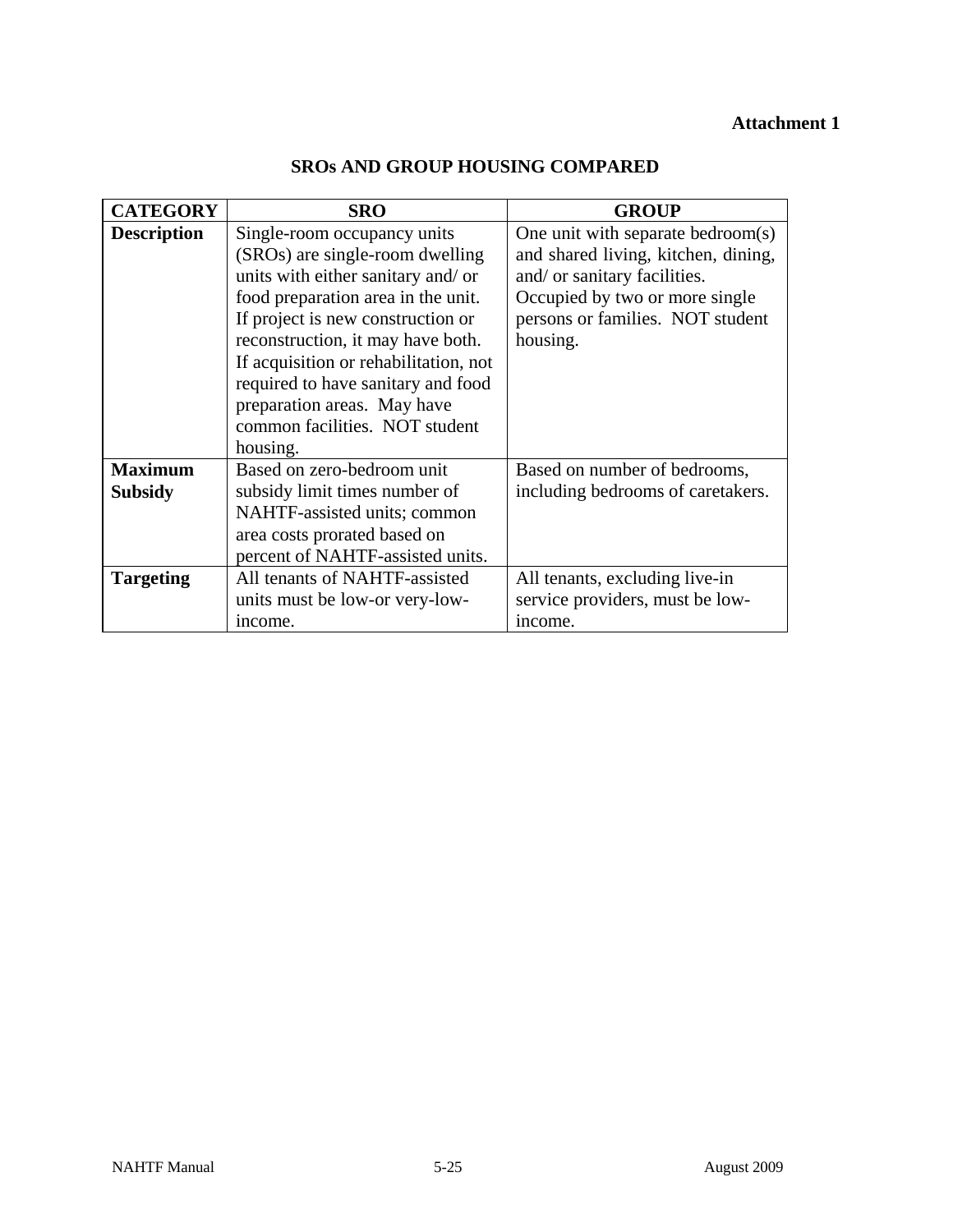**Attachment 1**

# SROs AND GROUP HOUSING COMPARED

| CATEGORY | SRO | GROUP |
|---|---|---|
| **Description** | Single-room occupancy units (SROs) are single-room dwelling units with either sanitary and/ or food preparation area in the unit. If project is new construction or reconstruction, it may have both. If acquisition or rehabilitation, not required to have sanitary and food preparation areas. May have common facilities. NOT student housing. | One unit with separate bedroom(s) and shared living, kitchen, dining, and/ or sanitary facilities. Occupied by two or more single persons or families. NOT student housing. |
| **Maximum Subsidy** | Based on zero-bedroom unit subsidy limit times number of NAHTF-assisted units; common area costs prorated based on percent of NAHTF-assisted units. | Based on number of bedrooms, including bedrooms of caretakers. |
| **Targeting** | All tenants of NAHTF-assisted units must be low-or very-low-income. | All tenants, excluding live-in service providers, must be low-income. |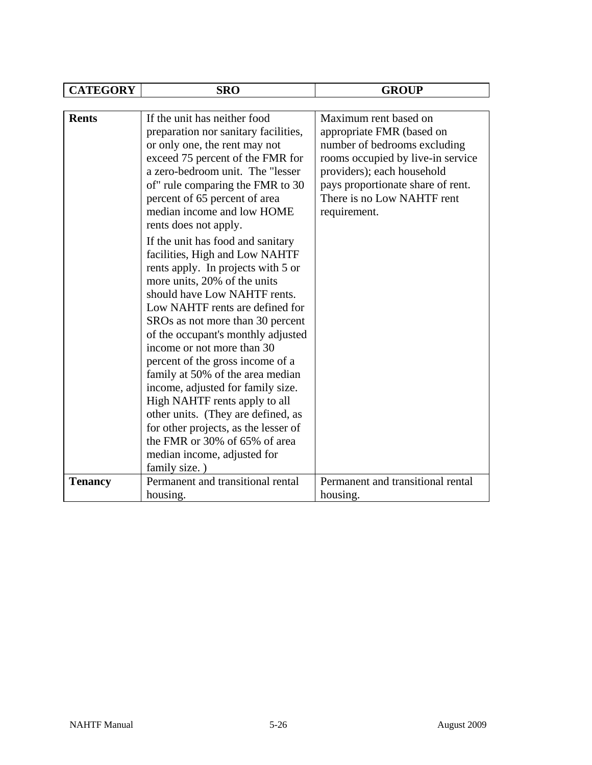| CATEGORY | SRO | GROUP |
|---|---|---|
| **Rents** | If the unit has neither food preparation nor sanitary facilities, or only one, the rent may not exceed 75 percent of the FMR for a zero-bedroom unit. The "lesser of" rule comparing the FMR to 30 percent of 65 percent of area median income and low HOME rents does not apply.<br><br>If the unit has food and sanitary facilities, High and Low NAHTF rents apply. In projects with 5 or more units, 20% of the units should have Low NAHTF rents. Low NAHTF rents are defined for SROs as not more than 30 percent of the occupant's monthly adjusted income or not more than 30 percent of the gross income of a family at 50% of the area median income, adjusted for family size. High NAHTF rents apply to all other units. (They are defined, as for other projects, as the lesser of the FMR or 30% of 65% of area median income, adjusted for family size. ) | Maximum rent based on appropriate FMR (based on number of bedrooms excluding rooms occupied by live-in service providers); each household pays proportionate share of rent. There is no Low NAHTF rent requirement. |
| **Tenancy** | Permanent and transitional rental housing. | Permanent and transitional rental housing. |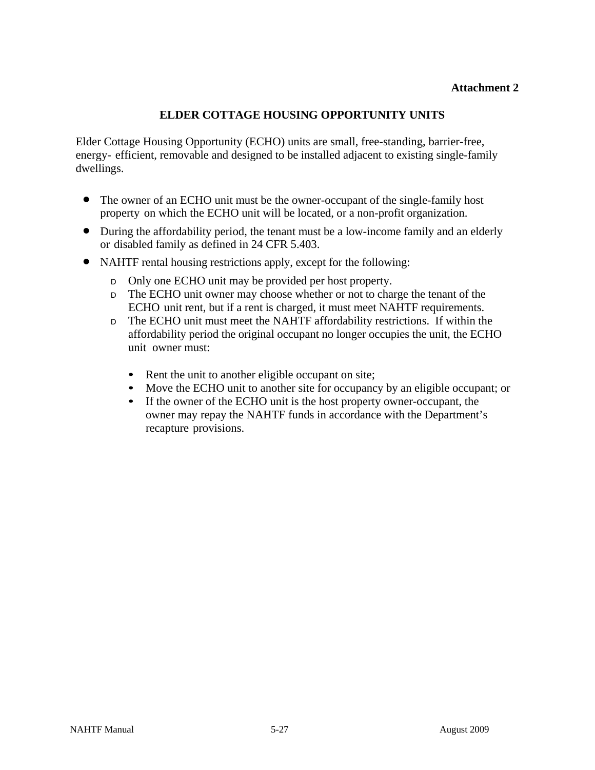**Attachment 2**

# ELDER COTTAGE HOUSING OPPORTUNITY UNITS

Elder Cottage Housing Opportunity (ECHO) units are small, free-standing, barrier-free, energy- efficient, removable and designed to be installed adjacent to existing single-family dwellings.

- The owner of an ECHO unit must be the owner-occupant of the single-family host property on which the ECHO unit will be located, or a non-profit organization.
- During the affordability period, the tenant must be a low-income family and an elderly or disabled family as defined in 24 CFR 5.403.
- NAHTF rental housing restrictions apply, except for the following:
  - Only one ECHO unit may be provided per host property.
  - The ECHO unit owner may choose whether or not to charge the tenant of the ECHO unit rent, but if a rent is charged, it must meet NAHTF requirements.
  - The ECHO unit must meet the NAHTF affordability restrictions. If within the affordability period the original occupant no longer occupies the unit, the ECHO unit owner must:
    - Rent the unit to another eligible occupant on site;
    - Move the ECHO unit to another site for occupancy by an eligible occupant; or
    - If the owner of the ECHO unit is the host property owner-occupant, the owner may repay the NAHTF funds in accordance with the Department's recapture provisions.